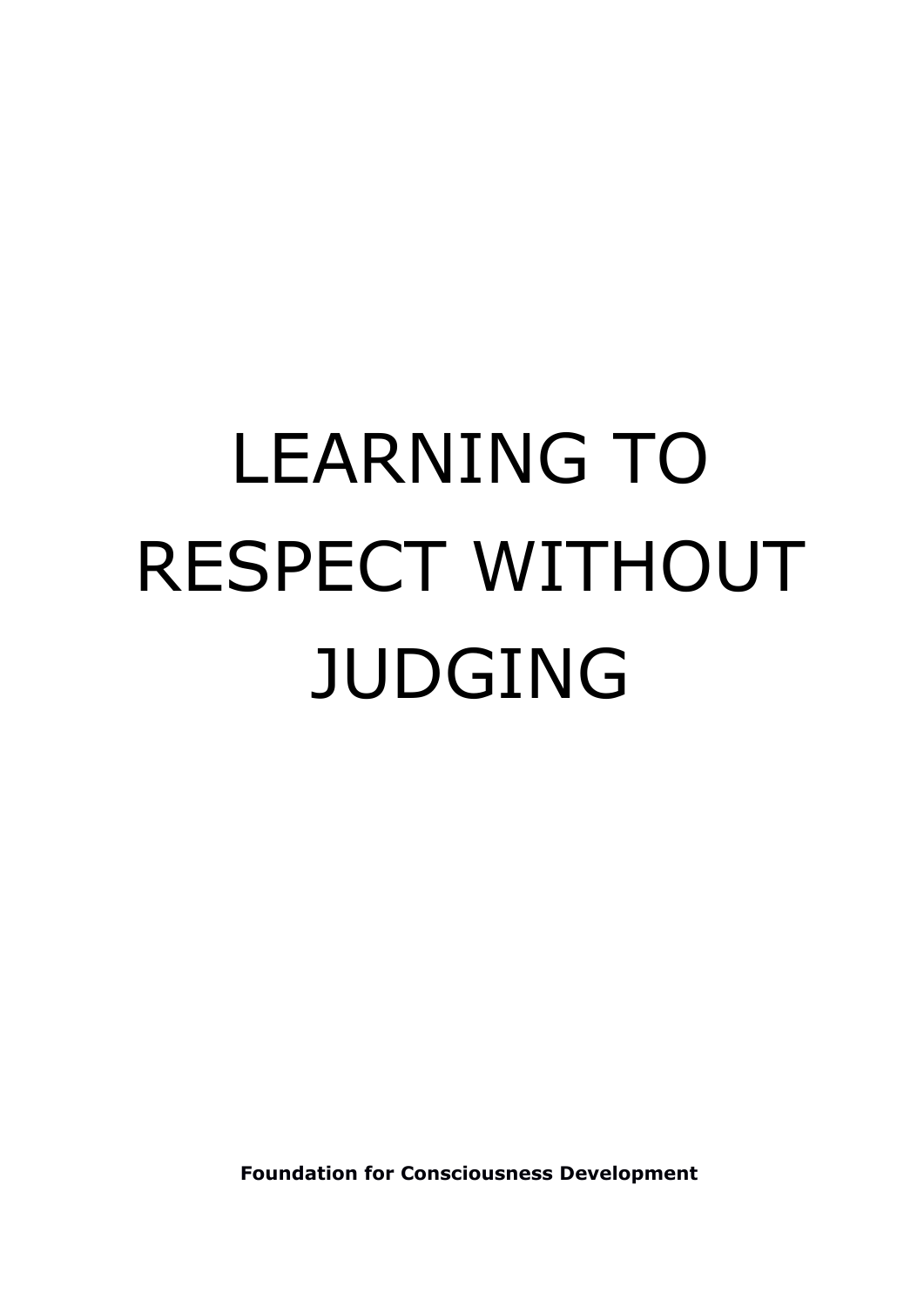# LEARNING TO RESPECT WITHOUT JUDGING

**Foundation for Consciousness Development**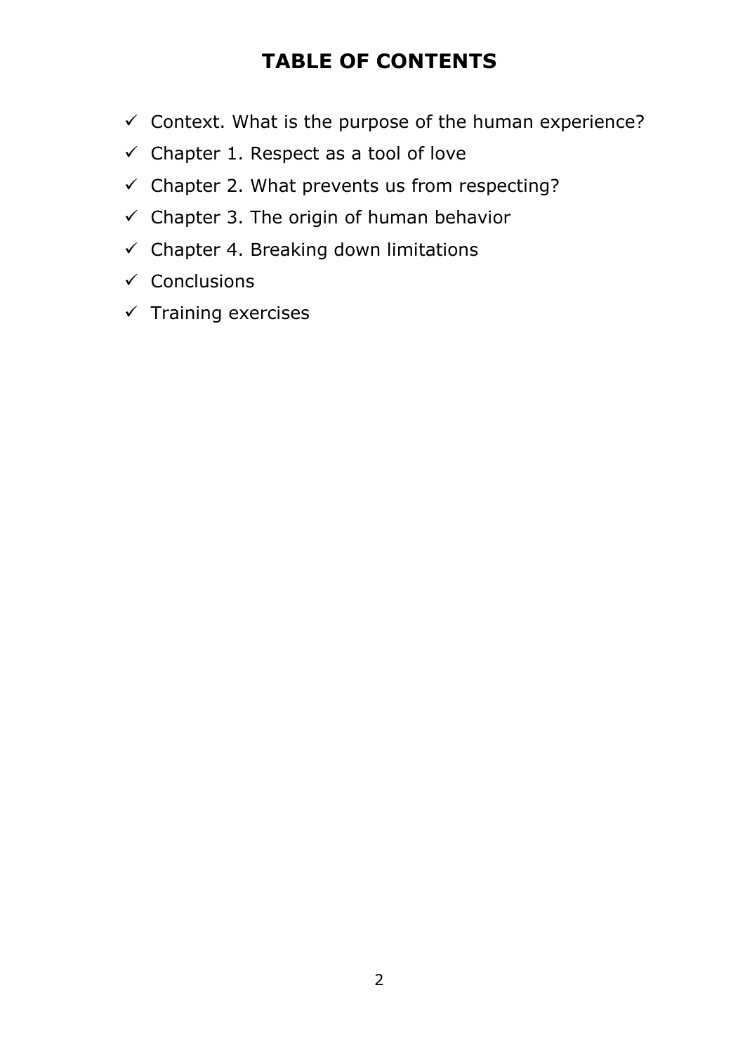# TABLE OF CONTENTS

- ✓ Context. What is the purpose of the human experience?
- ✓ Chapter 1. Respect as a tool of love
- ✓ Chapter 2. What prevents us from respecting?
- ✓ Chapter 3. The origin of human behavior
- ✓ Chapter 4. Breaking down limitations
- ✓ Conclusions
- ✓ Training exercises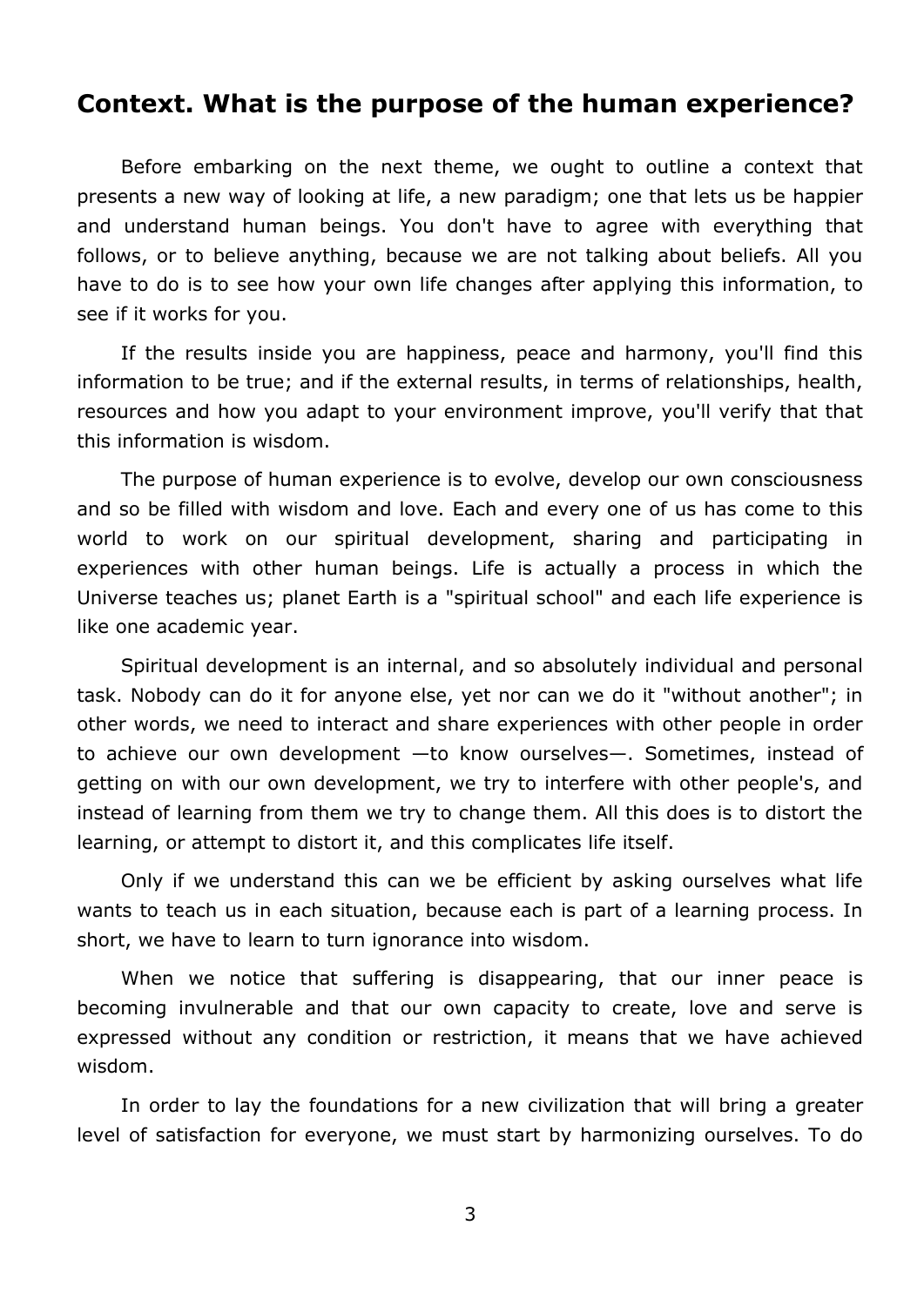## Context. What is the purpose of the human experience?

Before embarking on the next theme, we ought to outline a context that presents a new way of looking at life, a new paradigm; one that lets us be happier and understand human beings. You don't have to agree with everything that follows, or to believe anything, because we are not talking about beliefs. All you have to do is to see how your own life changes after applying this information, to see if it works for you.

If the results inside you are happiness, peace and harmony, you'll find this information to be true; and if the external results, in terms of relationships, health, resources and how you adapt to your environment improve, you'll verify that that this information is wisdom.

The purpose of human experience is to evolve, develop our own consciousness and so be filled with wisdom and love. Each and every one of us has come to this world to work on our spiritual development, sharing and participating in experiences with other human beings. Life is actually a process in which the Universe teaches us; planet Earth is a "spiritual school" and each life experience is like one academic year.

Spiritual development is an internal, and so absolutely individual and personal task. Nobody can do it for anyone else, yet nor can we do it "without another"; in other words, we need to interact and share experiences with other people in order to achieve our own development —to know ourselves—. Sometimes, instead of getting on with our own development, we try to interfere with other people's, and instead of learning from them we try to change them. All this does is to distort the learning, or attempt to distort it, and this complicates life itself.

Only if we understand this can we be efficient by asking ourselves what life wants to teach us in each situation, because each is part of a learning process. In short, we have to learn to turn ignorance into wisdom.

When we notice that suffering is disappearing, that our inner peace is becoming invulnerable and that our own capacity to create, love and serve is expressed without any condition or restriction, it means that we have achieved wisdom.

In order to lay the foundations for a new civilization that will bring a greater level of satisfaction for everyone, we must start by harmonizing ourselves. To do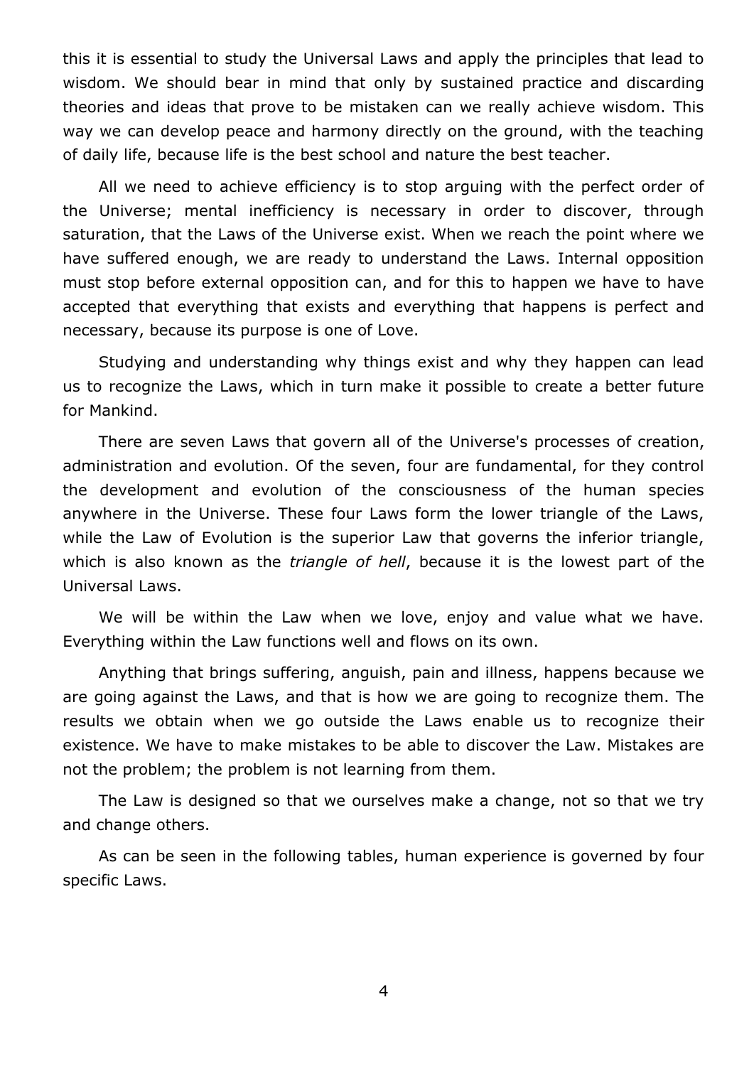this it is essential to study the Universal Laws and apply the principles that lead to wisdom. We should bear in mind that only by sustained practice and discarding theories and ideas that prove to be mistaken can we really achieve wisdom. This way we can develop peace and harmony directly on the ground, with the teaching of daily life, because life is the best school and nature the best teacher.

All we need to achieve efficiency is to stop arguing with the perfect order of the Universe; mental inefficiency is necessary in order to discover, through saturation, that the Laws of the Universe exist. When we reach the point where we have suffered enough, we are ready to understand the Laws. Internal opposition must stop before external opposition can, and for this to happen we have to have accepted that everything that exists and everything that happens is perfect and necessary, because its purpose is one of Love.

Studying and understanding why things exist and why they happen can lead us to recognize the Laws, which in turn make it possible to create a better future for Mankind.

There are seven Laws that govern all of the Universe's processes of creation, administration and evolution. Of the seven, four are fundamental, for they control the development and evolution of the consciousness of the human species anywhere in the Universe. These four Laws form the lower triangle of the Laws, while the Law of Evolution is the superior Law that governs the inferior triangle, which is also known as the *triangle of hell*, because it is the lowest part of the Universal Laws.

We will be within the Law when we love, enjoy and value what we have. Everything within the Law functions well and flows on its own.

Anything that brings suffering, anguish, pain and illness, happens because we are going against the Laws, and that is how we are going to recognize them. The results we obtain when we go outside the Laws enable us to recognize their existence. We have to make mistakes to be able to discover the Law. Mistakes are not the problem; the problem is not learning from them.

The Law is designed so that we ourselves make a change, not so that we try and change others.

As can be seen in the following tables, human experience is governed by four specific Laws.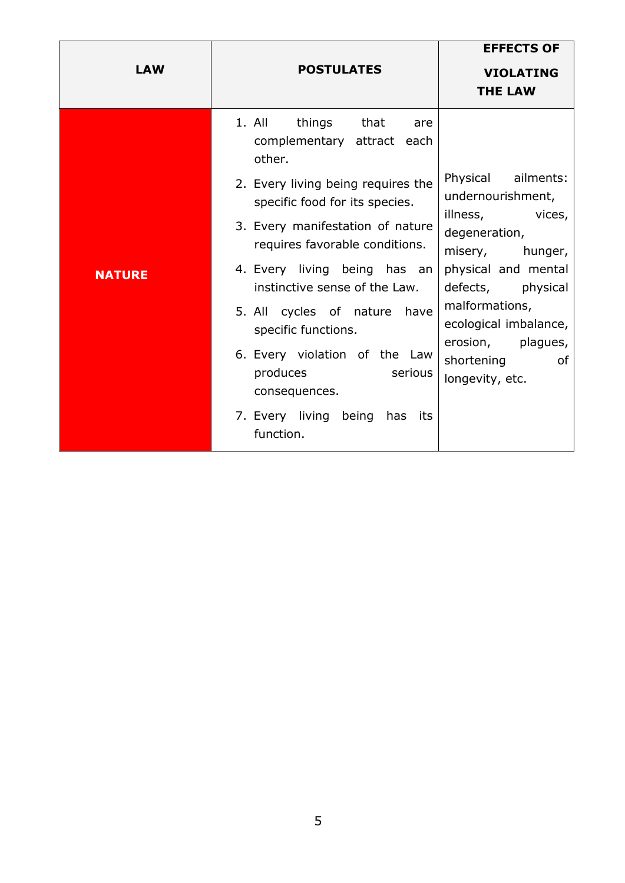| LAW | POSTULATES | EFFECTS OF VIOLATING THE LAW |
| --- | --- | --- |
| **NATURE** | 1. All things that are complementary attract each other.<br>2. Every living being requires the specific food for its species.<br>3. Every manifestation of nature requires favorable conditions.<br>4. Every living being has an instinctive sense of the Law.<br>5. All cycles of nature have specific functions.<br>6. Every violation of the Law produces serious consequences.<br>7. Every living being has its function. | Physical ailments: undernourishment, illness, vices, degeneration, misery, hunger, physical and mental defects, physical malformations, ecological imbalance, erosion, plagues, shortening of longevity, etc. |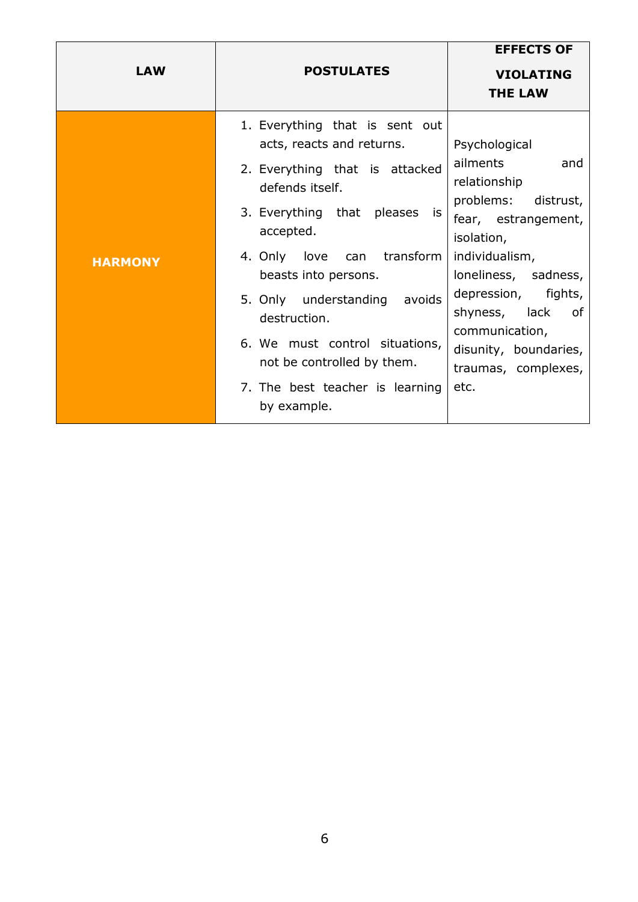| LAW | POSTULATES | EFFECTS OF VIOLATING THE LAW |
|---|---|---|
| **HARMONY** | 1. Everything that is sent out acts, reacts and returns.<br>2. Everything that is attacked defends itself.<br>3. Everything that pleases is accepted.<br>4. Only love can transform beasts into persons.<br>5. Only understanding avoids destruction.<br>6. We must control situations, not be controlled by them.<br>7. The best teacher is learning by example. | Psychological ailments and relationship problems: distrust, fear, estrangement, isolation, individualism, loneliness, sadness, depression, fights, shyness, lack of communication, disunity, boundaries, traumas, complexes, etc. |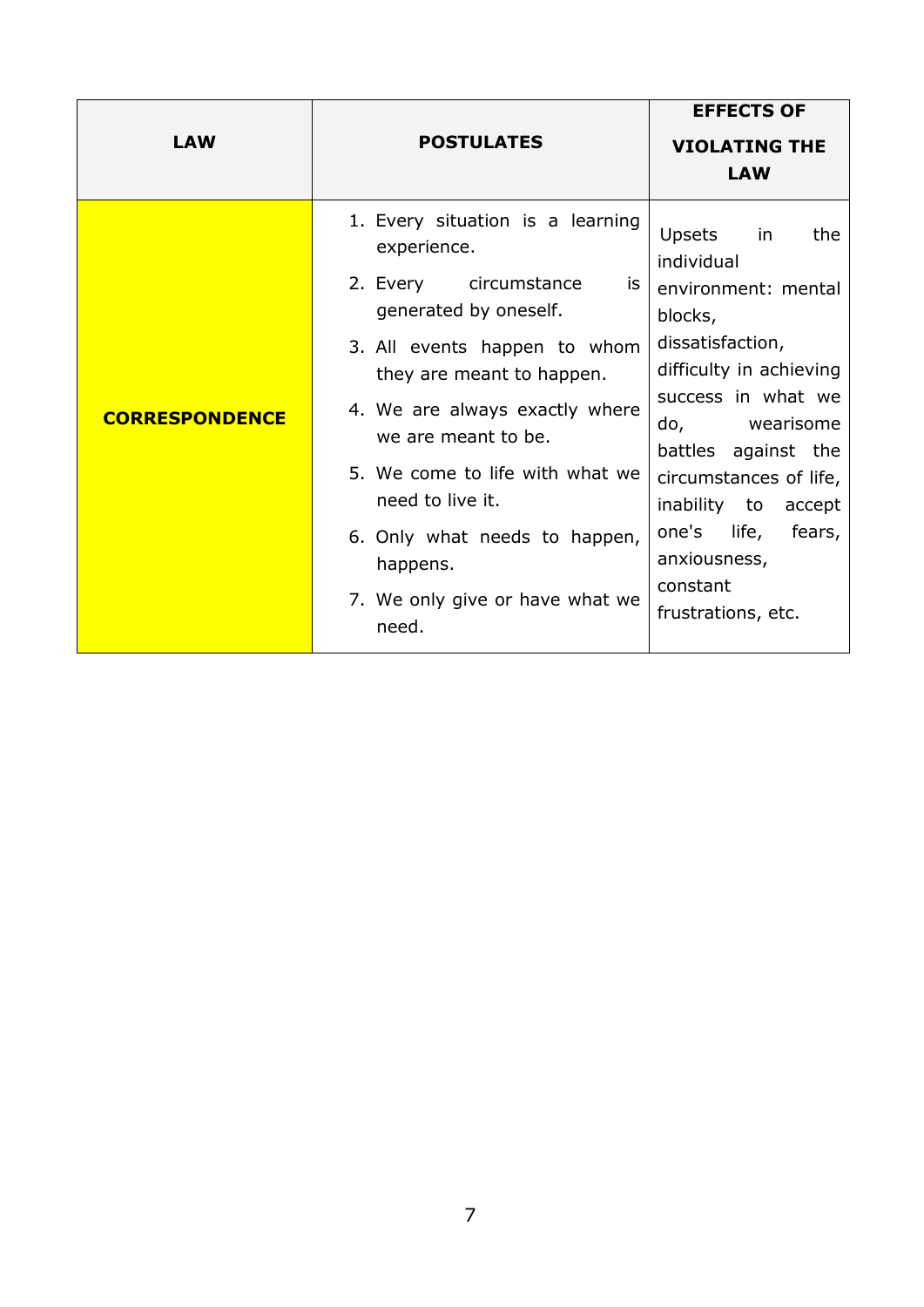| LAW | POSTULATES | EFFECTS OF VIOLATING THE LAW |
|---|---|---|
| **CORRESPONDENCE** | 1. Every situation is a learning experience.<br>2. Every circumstance is generated by oneself.<br>3. All events happen to whom they are meant to happen.<br>4. We are always exactly where we are meant to be.<br>5. We come to life with what we need to live it.<br>6. Only what needs to happen, happens.<br>7. We only give or have what we need. | Upsets in the individual environment: mental blocks, dissatisfaction, difficulty in achieving success in what we do, wearisome battles against the circumstances of life, inability to accept one's life, fears, anxiousness, constant frustrations, etc. |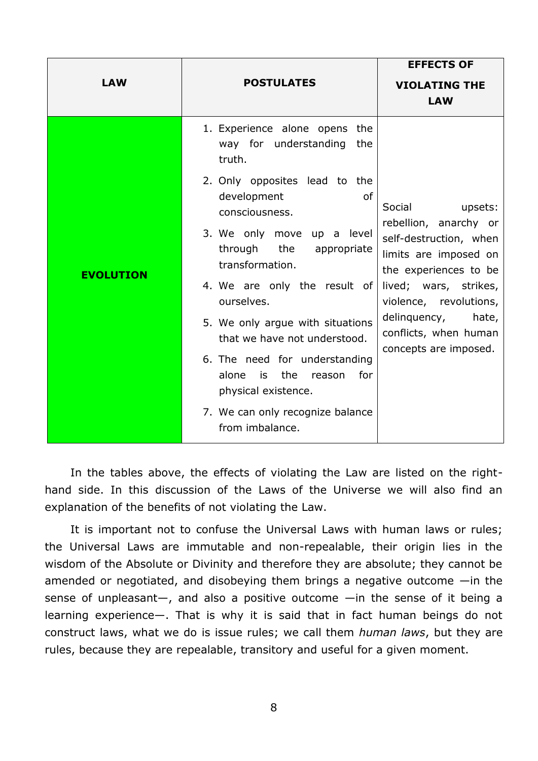| LAW | POSTULATES | EFFECTS OF VIOLATING THE LAW |
|---|---|---|
| **EVOLUTION** | 1. Experience alone opens the way for understanding the truth.<br>2. Only opposites lead to the development of consciousness.<br>3. We only move up a level through the appropriate transformation.<br>4. We are only the result of ourselves.<br>5. We only argue with situations that we have not understood.<br>6. The need for understanding alone is the reason for physical existence.<br>7. We can only recognize balance from imbalance. | Social upsets: rebellion, anarchy or self-destruction, when limits are imposed on the experiences to be lived; wars, strikes, violence, revolutions, delinquency, hate, conflicts, when human concepts are imposed. |

In the tables above, the effects of violating the Law are listed on the right-hand side. In this discussion of the Laws of the Universe we will also find an explanation of the benefits of not violating the Law.

It is important not to confuse the Universal Laws with human laws or rules; the Universal Laws are immutable and non-repealable, their origin lies in the wisdom of the Absolute or Divinity and therefore they are absolute; they cannot be amended or negotiated, and disobeying them brings a negative outcome —in the sense of unpleasant—, and also a positive outcome —in the sense of it being a learning experience—. That is why it is said that in fact human beings do not construct laws, what we do is issue rules; we call them *human laws*, but they are rules, because they are repealable, transitory and useful for a given moment.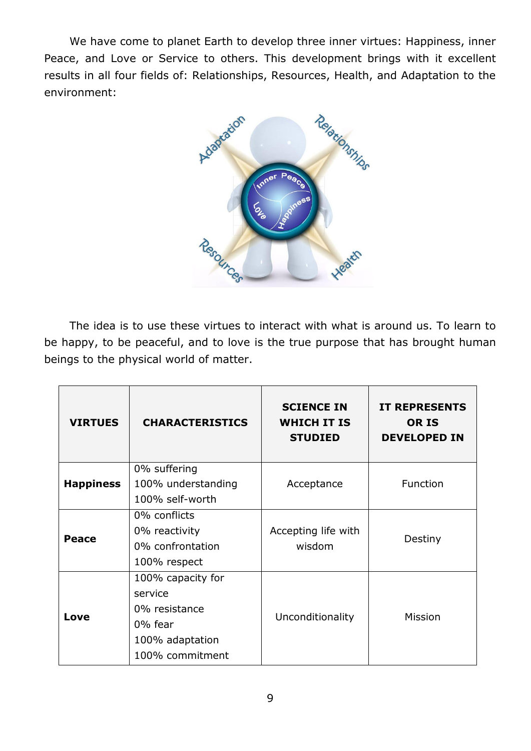We have come to planet Earth to develop three inner virtues: Happiness, inner Peace, and Love or Service to others. This development brings with it excellent results in all four fields of: Relationships, Resources, Health, and Adaptation to the environment:

The idea is to use these virtues to interact with what is around us. To learn to be happy, to be peaceful, and to love is the true purpose that has brought human beings to the physical world of matter.

| VIRTUES | CHARACTERISTICS | SCIENCE IN WHICH IT IS STUDIED | IT REPRESENTS OR IS DEVELOPED IN |
|---|---|---|---|
| **Happiness** | 0% suffering<br>100% understanding<br>100% self-worth | Acceptance | Function |
| **Peace** | 0% conflicts<br>0% reactivity<br>0% confrontation<br>100% respect | Accepting life with wisdom | Destiny |
| **Love** | 100% capacity for service<br>0% resistance<br>0% fear<br>100% adaptation<br>100% commitment | Unconditionality | Mission |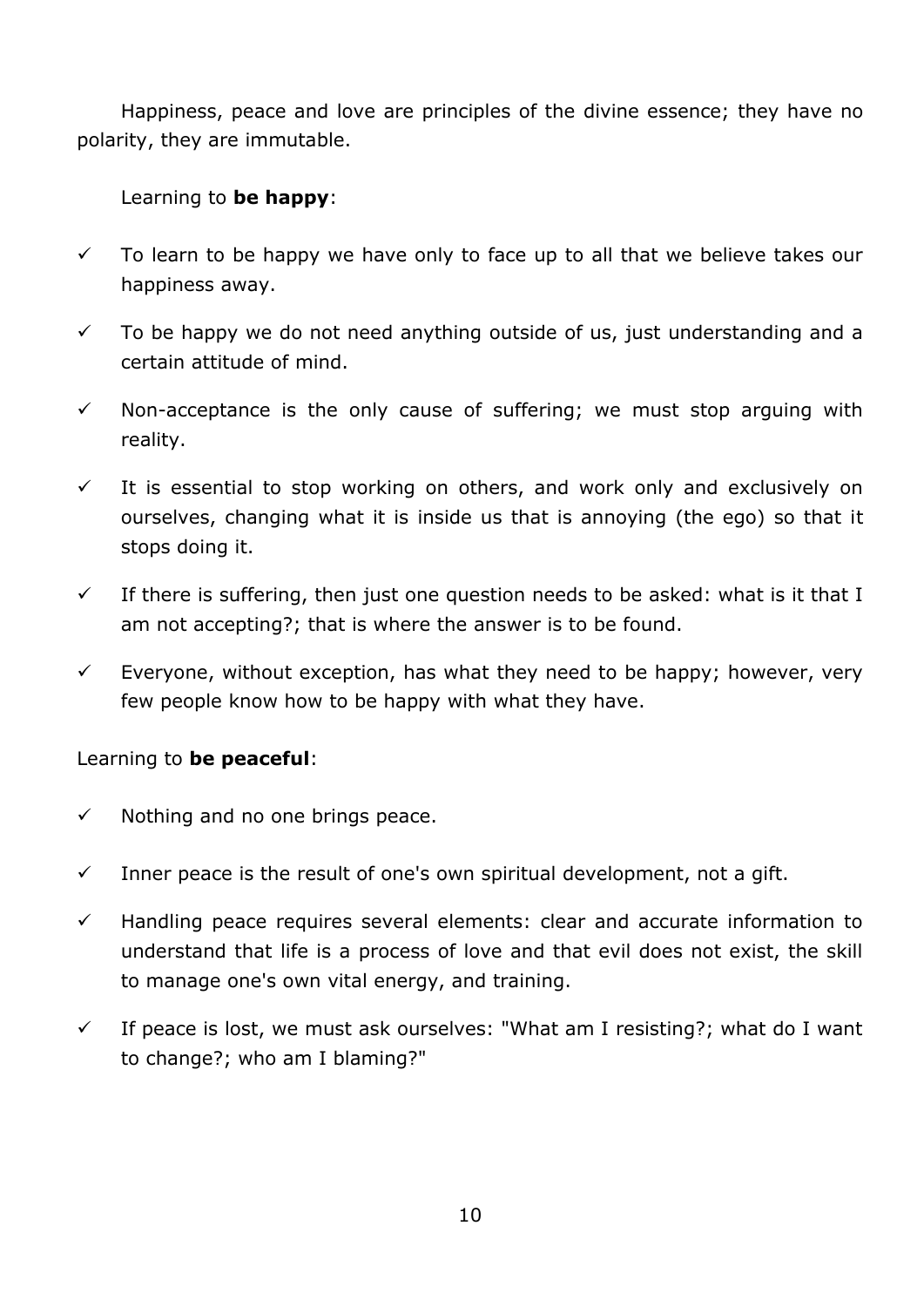Happiness, peace and love are principles of the divine essence; they have no polarity, they are immutable.

Learning to **be happy**:

- ✓ To learn to be happy we have only to face up to all that we believe takes our happiness away.
- ✓ To be happy we do not need anything outside of us, just understanding and a certain attitude of mind.
- ✓ Non-acceptance is the only cause of suffering; we must stop arguing with reality.
- ✓ It is essential to stop working on others, and work only and exclusively on ourselves, changing what it is inside us that is annoying (the ego) so that it stops doing it.
- ✓ If there is suffering, then just one question needs to be asked: what is it that I am not accepting?; that is where the answer is to be found.
- ✓ Everyone, without exception, has what they need to be happy; however, very few people know how to be happy with what they have.

Learning to **be peaceful**:

- ✓ Nothing and no one brings peace.
- ✓ Inner peace is the result of one's own spiritual development, not a gift.
- ✓ Handling peace requires several elements: clear and accurate information to understand that life is a process of love and that evil does not exist, the skill to manage one's own vital energy, and training.
- ✓ If peace is lost, we must ask ourselves: "What am I resisting?; what do I want to change?; who am I blaming?"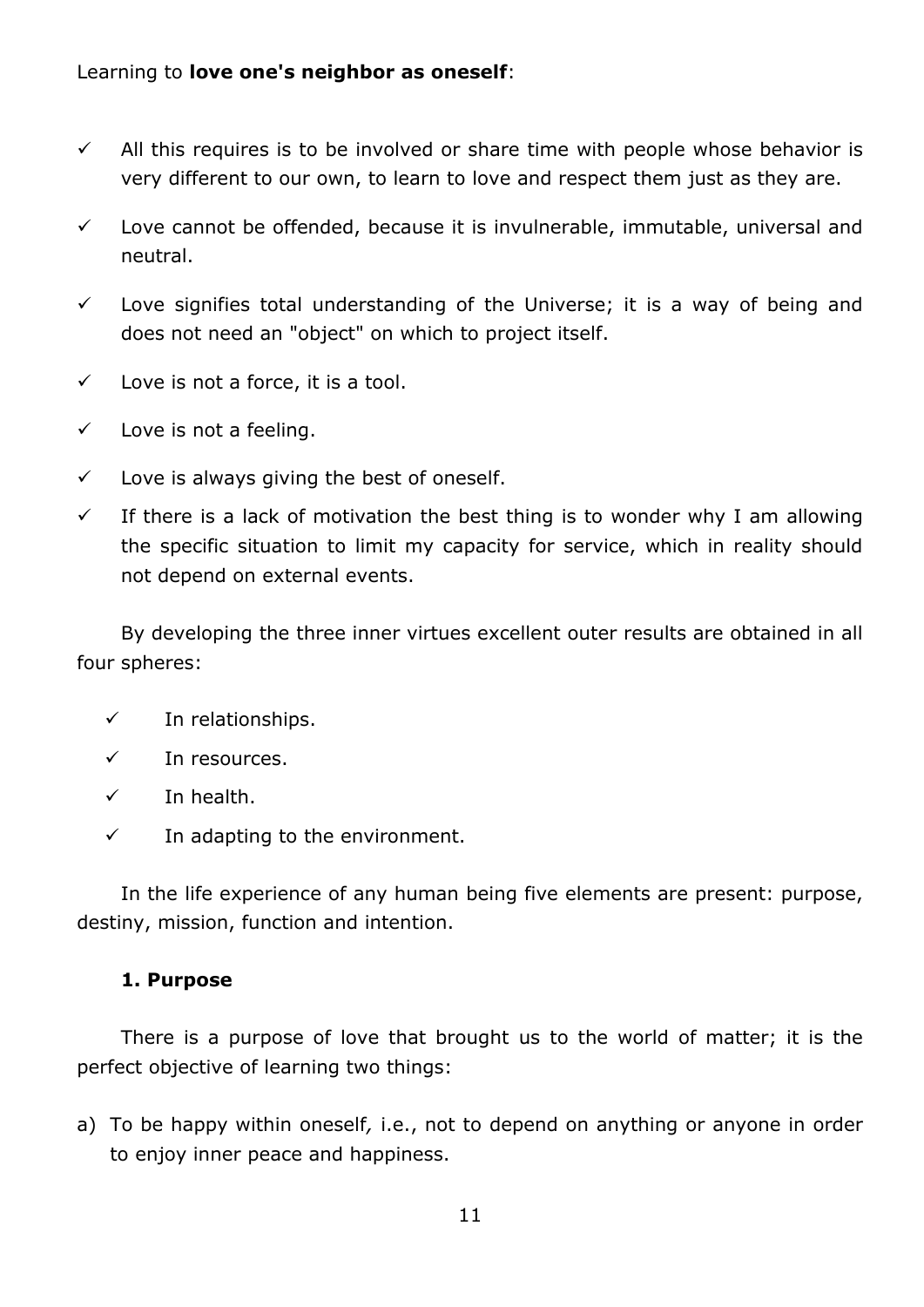Learning to **love one's neighbor as oneself**:

- ✓ All this requires is to be involved or share time with people whose behavior is very different to our own, to learn to love and respect them just as they are.
- ✓ Love cannot be offended, because it is invulnerable, immutable, universal and neutral.
- ✓ Love signifies total understanding of the Universe; it is a way of being and does not need an "object" on which to project itself.
- ✓ Love is not a force, it is a tool.
- ✓ Love is not a feeling.
- ✓ Love is always giving the best of oneself.
- ✓ If there is a lack of motivation the best thing is to wonder why I am allowing the specific situation to limit my capacity for service, which in reality should not depend on external events.

By developing the three inner virtues excellent outer results are obtained in all four spheres:

- ✓ In relationships.
- ✓ In resources.
- ✓ In health.
- ✓ In adapting to the environment.

In the life experience of any human being five elements are present: purpose, destiny, mission, function and intention.

**1. Purpose**

There is a purpose of love that brought us to the world of matter; it is the perfect objective of learning two things:

a) To be happy within oneself*,* i.e., not to depend on anything or anyone in order to enjoy inner peace and happiness.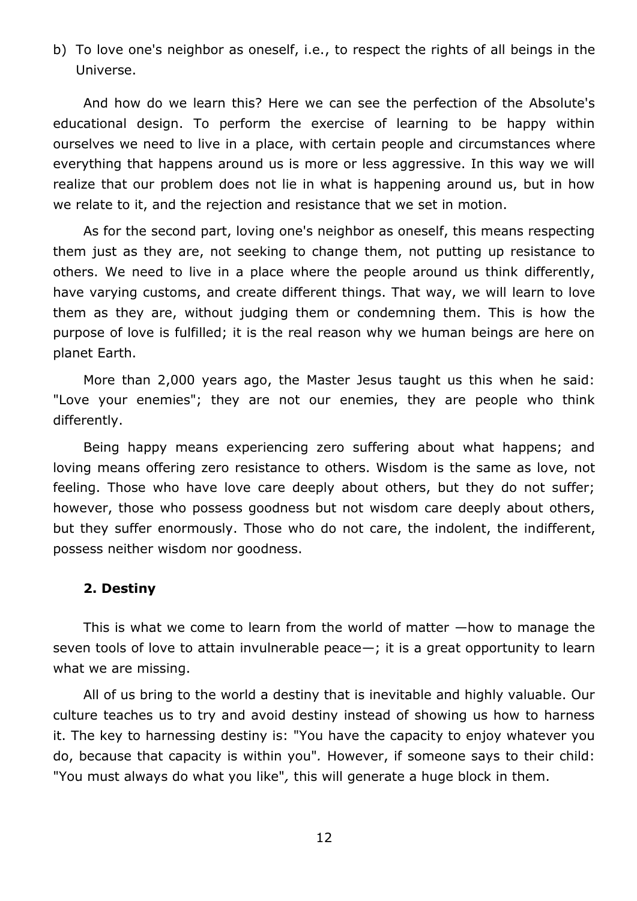b) To love one's neighbor as oneself, i.e., to respect the rights of all beings in the Universe.

And how do we learn this? Here we can see the perfection of the Absolute's educational design. To perform the exercise of learning to be happy within ourselves we need to live in a place, with certain people and circumstances where everything that happens around us is more or less aggressive. In this way we will realize that our problem does not lie in what is happening around us, but in how we relate to it, and the rejection and resistance that we set in motion.

As for the second part, loving one's neighbor as oneself, this means respecting them just as they are, not seeking to change them, not putting up resistance to others. We need to live in a place where the people around us think differently, have varying customs, and create different things. That way, we will learn to love them as they are, without judging them or condemning them. This is how the purpose of love is fulfilled; it is the real reason why we human beings are here on planet Earth.

More than 2,000 years ago, the Master Jesus taught us this when he said: "Love your enemies"; they are not our enemies, they are people who think differently.

Being happy means experiencing zero suffering about what happens; and loving means offering zero resistance to others. Wisdom is the same as love, not feeling. Those who have love care deeply about others, but they do not suffer; however, those who possess goodness but not wisdom care deeply about others, but they suffer enormously. Those who do not care, the indolent, the indifferent, possess neither wisdom nor goodness.

### 2. Destiny

This is what we come to learn from the world of matter —how to manage the seven tools of love to attain invulnerable peace—; it is a great opportunity to learn what we are missing.

All of us bring to the world a destiny that is inevitable and highly valuable. Our culture teaches us to try and avoid destiny instead of showing us how to harness it. The key to harnessing destiny is: "You have the capacity to enjoy whatever you do, because that capacity is within you". However, if someone says to their child: "You must always do what you like", this will generate a huge block in them.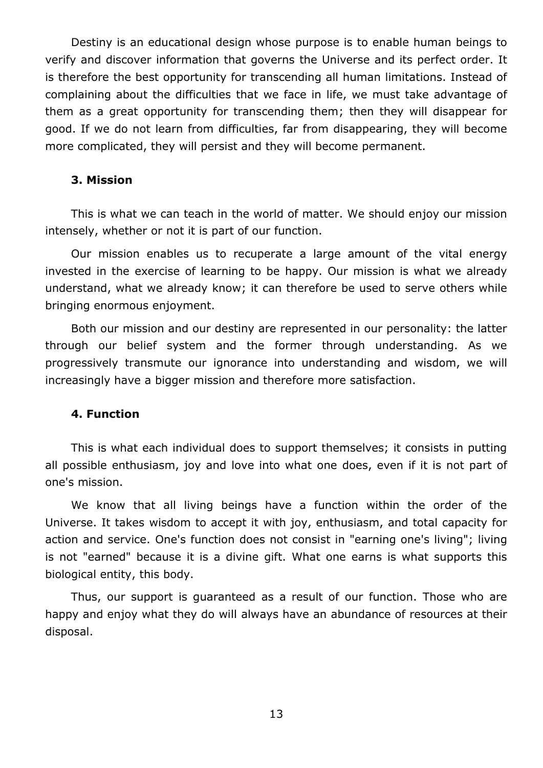Destiny is an educational design whose purpose is to enable human beings to verify and discover information that governs the Universe and its perfect order. It is therefore the best opportunity for transcending all human limitations. Instead of complaining about the difficulties that we face in life, we must take advantage of them as a great opportunity for transcending them; then they will disappear for good. If we do not learn from difficulties, far from disappearing, they will become more complicated, they will persist and they will become permanent.

### 3. Mission

This is what we can teach in the world of matter. We should enjoy our mission intensely, whether or not it is part of our function.

Our mission enables us to recuperate a large amount of the vital energy invested in the exercise of learning to be happy. Our mission is what we already understand, what we already know; it can therefore be used to serve others while bringing enormous enjoyment.

Both our mission and our destiny are represented in our personality: the latter through our belief system and the former through understanding. As we progressively transmute our ignorance into understanding and wisdom, we will increasingly have a bigger mission and therefore more satisfaction.

### 4. Function

This is what each individual does to support themselves; it consists in putting all possible enthusiasm, joy and love into what one does, even if it is not part of one's mission.

We know that all living beings have a function within the order of the Universe. It takes wisdom to accept it with joy, enthusiasm, and total capacity for action and service. One's function does not consist in "earning one's living"; living is not "earned" because it is a divine gift. What one earns is what supports this biological entity, this body.

Thus, our support is guaranteed as a result of our function. Those who are happy and enjoy what they do will always have an abundance of resources at their disposal.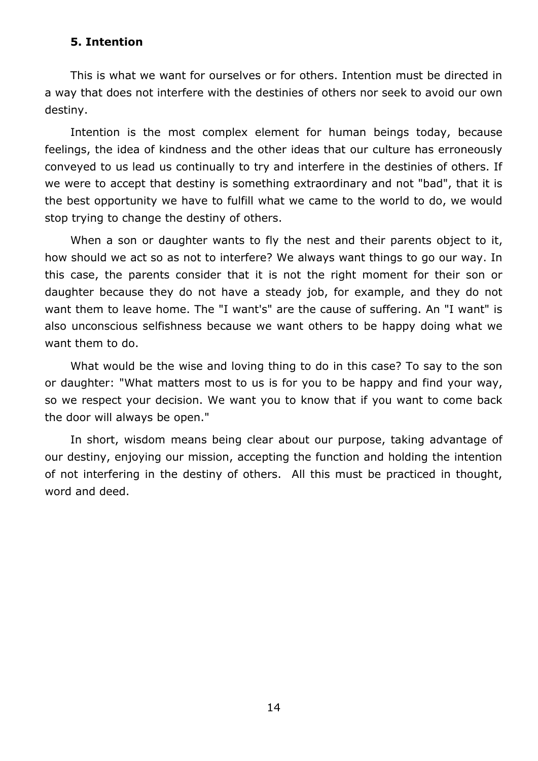### 5. Intention

This is what we want for ourselves or for others. Intention must be directed in a way that does not interfere with the destinies of others nor seek to avoid our own destiny.

Intention is the most complex element for human beings today, because feelings, the idea of kindness and the other ideas that our culture has erroneously conveyed to us lead us continually to try and interfere in the destinies of others. If we were to accept that destiny is something extraordinary and not "bad", that it is the best opportunity we have to fulfill what we came to the world to do, we would stop trying to change the destiny of others.

When a son or daughter wants to fly the nest and their parents object to it, how should we act so as not to interfere? We always want things to go our way. In this case, the parents consider that it is not the right moment for their son or daughter because they do not have a steady job, for example, and they do not want them to leave home. The "I want's" are the cause of suffering. An "I want" is also unconscious selfishness because we want others to be happy doing what we want them to do.

What would be the wise and loving thing to do in this case? To say to the son or daughter: "What matters most to us is for you to be happy and find your way, so we respect your decision. We want you to know that if you want to come back the door will always be open."

In short, wisdom means being clear about our purpose, taking advantage of our destiny, enjoying our mission, accepting the function and holding the intention of not interfering in the destiny of others. All this must be practiced in thought, word and deed.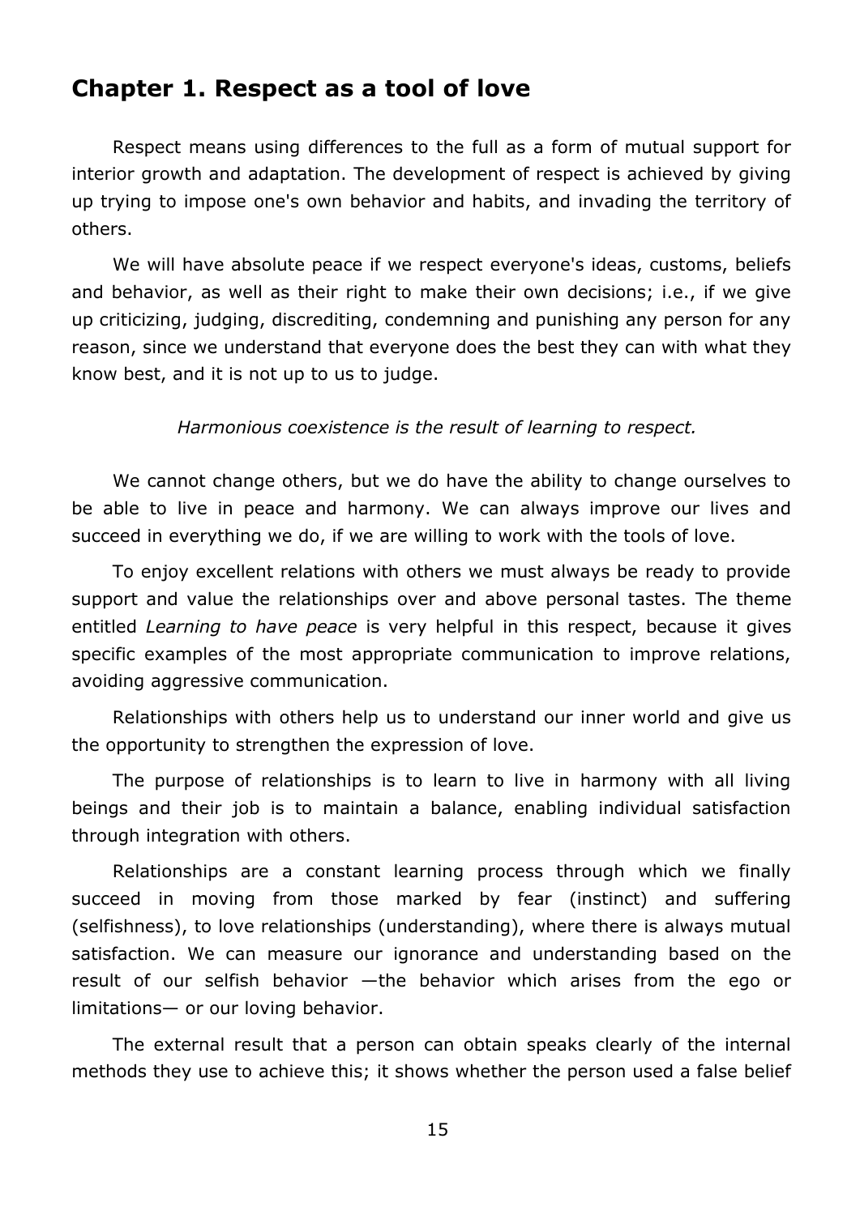## Chapter 1. Respect as a tool of love

Respect means using differences to the full as a form of mutual support for interior growth and adaptation. The development of respect is achieved by giving up trying to impose one's own behavior and habits, and invading the territory of others.

We will have absolute peace if we respect everyone's ideas, customs, beliefs and behavior, as well as their right to make their own decisions; i.e., if we give up criticizing, judging, discrediting, condemning and punishing any person for any reason, since we understand that everyone does the best they can with what they know best, and it is not up to us to judge.

*Harmonious coexistence is the result of learning to respect.*

We cannot change others, but we do have the ability to change ourselves to be able to live in peace and harmony. We can always improve our lives and succeed in everything we do, if we are willing to work with the tools of love.

To enjoy excellent relations with others we must always be ready to provide support and value the relationships over and above personal tastes. The theme entitled *Learning to have peace* is very helpful in this respect, because it gives specific examples of the most appropriate communication to improve relations, avoiding aggressive communication.

Relationships with others help us to understand our inner world and give us the opportunity to strengthen the expression of love.

The purpose of relationships is to learn to live in harmony with all living beings and their job is to maintain a balance, enabling individual satisfaction through integration with others.

Relationships are a constant learning process through which we finally succeed in moving from those marked by fear (instinct) and suffering (selfishness), to love relationships (understanding), where there is always mutual satisfaction. We can measure our ignorance and understanding based on the result of our selfish behavior —the behavior which arises from the ego or limitations— or our loving behavior.

The external result that a person can obtain speaks clearly of the internal methods they use to achieve this; it shows whether the person used a false belief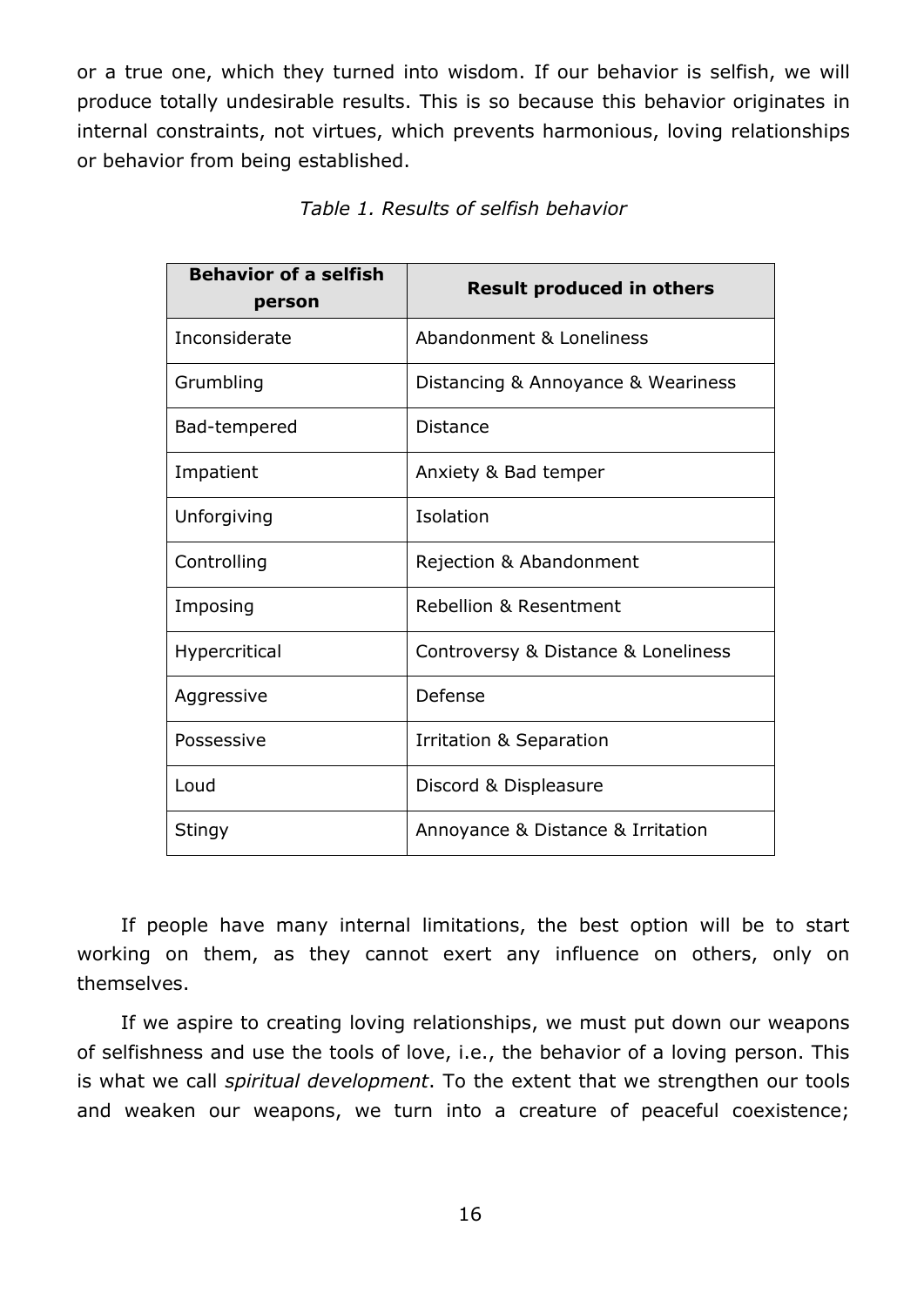or a true one, which they turned into wisdom. If our behavior is selfish, we will produce totally undesirable results. This is so because this behavior originates in internal constraints, not virtues, which prevents harmonious, loving relationships or behavior from being established.

*Table 1. Results of selfish behavior*

| Behavior of a selfish person | Result produced in others |
|---|---|
| Inconsiderate | Abandonment & Loneliness |
| Grumbling | Distancing & Annoyance & Weariness |
| Bad-tempered | Distance |
| Impatient | Anxiety & Bad temper |
| Unforgiving | Isolation |
| Controlling | Rejection & Abandonment |
| Imposing | Rebellion & Resentment |
| Hypercritical | Controversy & Distance & Loneliness |
| Aggressive | Defense |
| Possessive | Irritation & Separation |
| Loud | Discord & Displeasure |
| Stingy | Annoyance & Distance & Irritation |

If people have many internal limitations, the best option will be to start working on them, as they cannot exert any influence on others, only on themselves.

If we aspire to creating loving relationships, we must put down our weapons of selfishness and use the tools of love, i.e., the behavior of a loving person. This is what we call *spiritual development*. To the extent that we strengthen our tools and weaken our weapons, we turn into a creature of peaceful coexistence;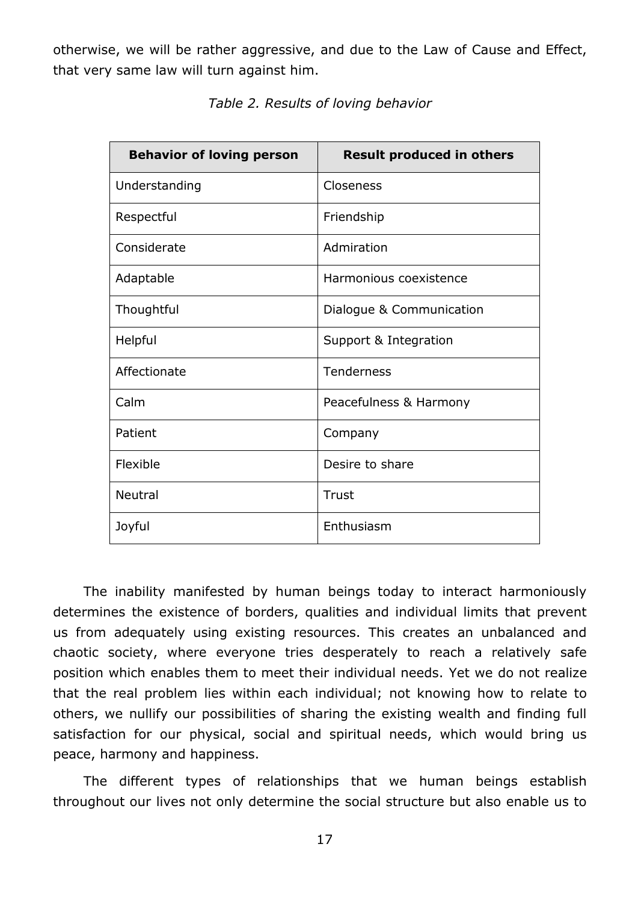otherwise, we will be rather aggressive, and due to the Law of Cause and Effect, that very same law will turn against him.

*Table 2. Results of loving behavior*

| Behavior of loving person | Result produced in others |
|---|---|
| Understanding | Closeness |
| Respectful | Friendship |
| Considerate | Admiration |
| Adaptable | Harmonious coexistence |
| Thoughtful | Dialogue & Communication |
| Helpful | Support & Integration |
| Affectionate | Tenderness |
| Calm | Peacefulness & Harmony |
| Patient | Company |
| Flexible | Desire to share |
| Neutral | Trust |
| Joyful | Enthusiasm |

The inability manifested by human beings today to interact harmoniously determines the existence of borders, qualities and individual limits that prevent us from adequately using existing resources. This creates an unbalanced and chaotic society, where everyone tries desperately to reach a relatively safe position which enables them to meet their individual needs. Yet we do not realize that the real problem lies within each individual; not knowing how to relate to others, we nullify our possibilities of sharing the existing wealth and finding full satisfaction for our physical, social and spiritual needs, which would bring us peace, harmony and happiness.

The different types of relationships that we human beings establish throughout our lives not only determine the social structure but also enable us to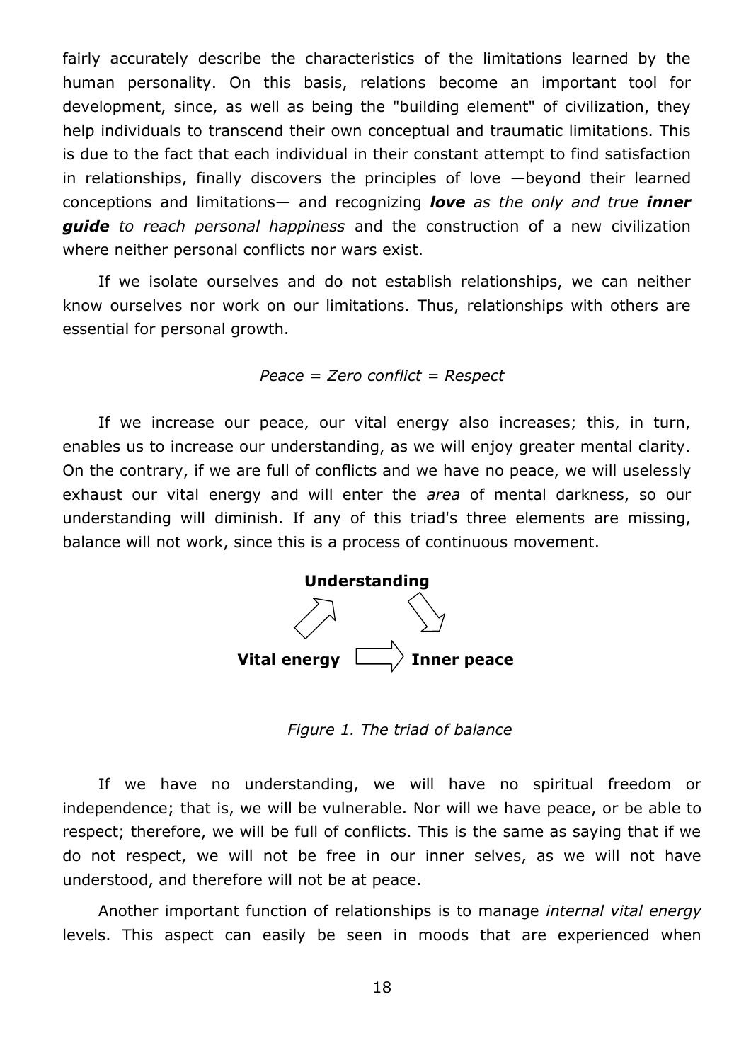fairly accurately describe the characteristics of the limitations learned by the human personality. On this basis, relations become an important tool for development, since, as well as being the "building element" of civilization, they help individuals to transcend their own conceptual and traumatic limitations. This is due to the fact that each individual in their constant attempt to find satisfaction in relationships, finally discovers the principles of love —beyond their learned conceptions and limitations— and recognizing ***love*** *as the only and true* ***inner guide*** *to reach personal happiness* and the construction of a new civilization where neither personal conflicts nor wars exist.

If we isolate ourselves and do not establish relationships, we can neither know ourselves nor work on our limitations. Thus, relationships with others are essential for personal growth.

*Peace = Zero conflict = Respect*

If we increase our peace, our vital energy also increases; this, in turn, enables us to increase our understanding, as we will enjoy greater mental clarity. On the contrary, if we are full of conflicts and we have no peace, we will uselessly exhaust our vital energy and will enter the *area* of mental darkness, so our understanding will diminish. If any of this triad's three elements are missing, balance will not work, since this is a process of continuous movement.

**Understanding**

**Vital energy** → **Inner peace**

*Figure 1. The triad of balance*

If we have no understanding, we will have no spiritual freedom or independence; that is, we will be vulnerable. Nor will we have peace, or be able to respect; therefore, we will be full of conflicts. This is the same as saying that if we do not respect, we will not be free in our inner selves, as we will not have understood, and therefore will not be at peace.

Another important function of relationships is to manage *internal vital energy* levels. This aspect can easily be seen in moods that are experienced when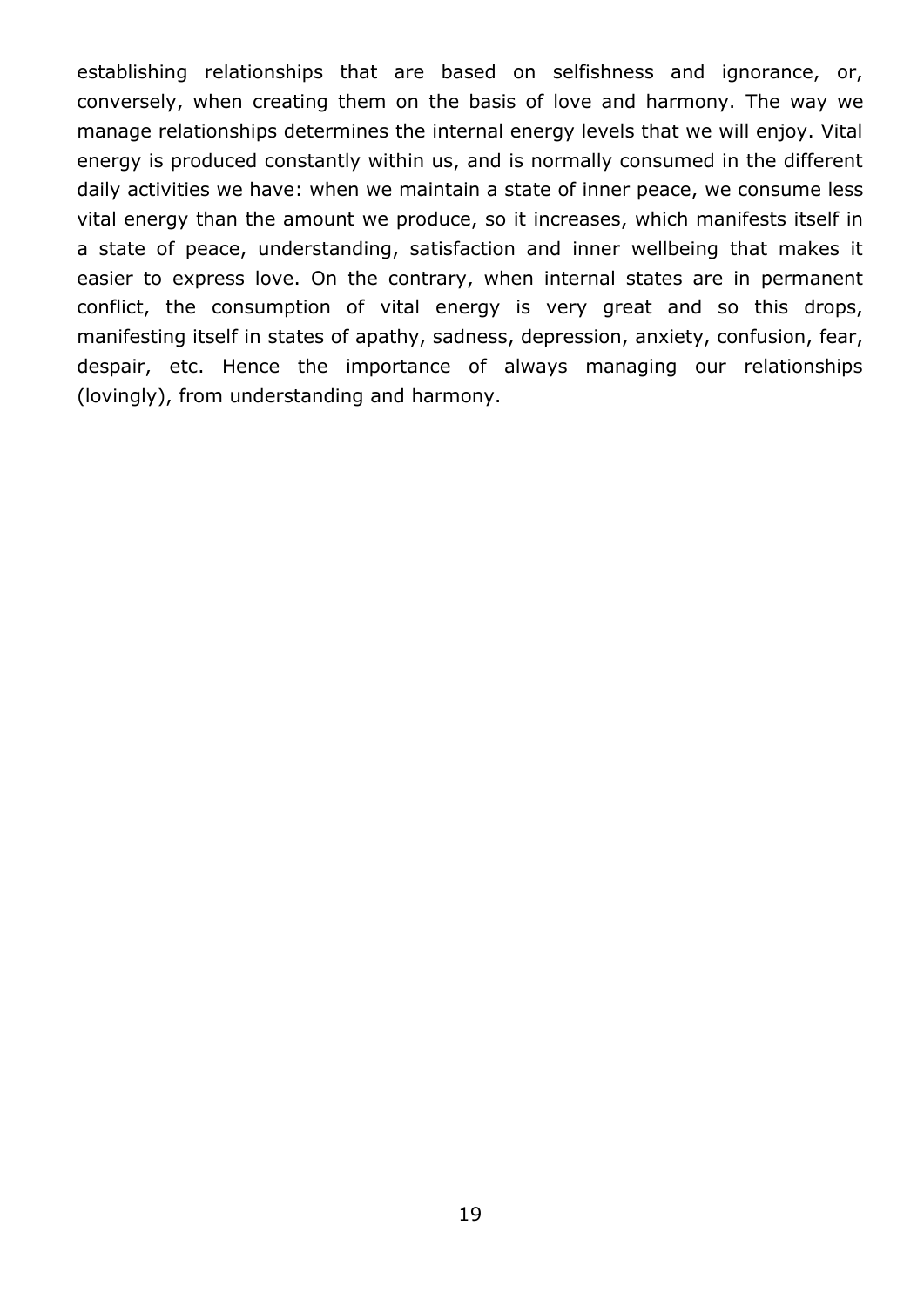establishing relationships that are based on selfishness and ignorance, or, conversely, when creating them on the basis of love and harmony. The way we manage relationships determines the internal energy levels that we will enjoy. Vital energy is produced constantly within us, and is normally consumed in the different daily activities we have: when we maintain a state of inner peace, we consume less vital energy than the amount we produce, so it increases, which manifests itself in a state of peace, understanding, satisfaction and inner wellbeing that makes it easier to express love. On the contrary, when internal states are in permanent conflict, the consumption of vital energy is very great and so this drops, manifesting itself in states of apathy, sadness, depression, anxiety, confusion, fear, despair, etc. Hence the importance of always managing our relationships (lovingly), from understanding and harmony.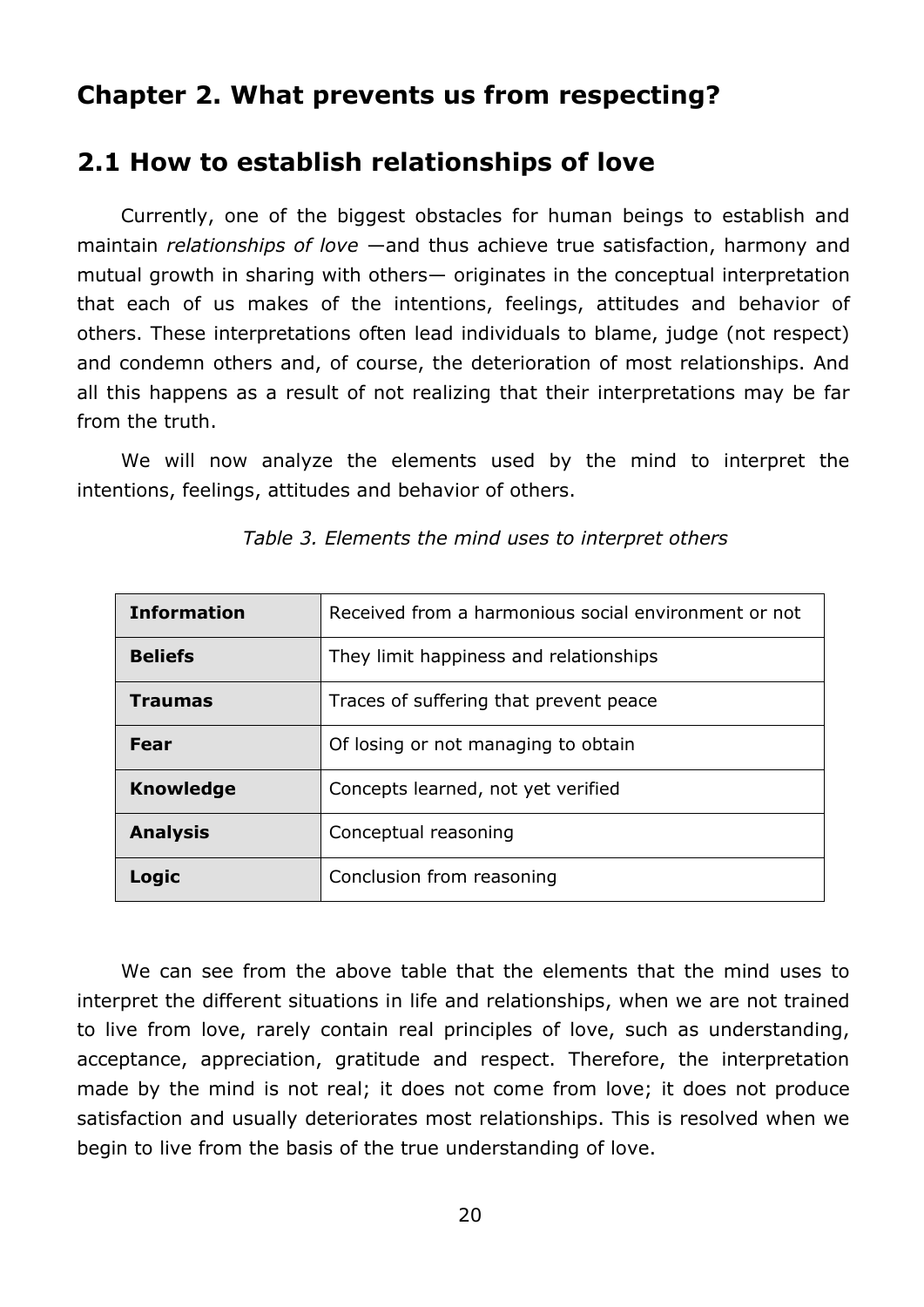# Chapter 2. What prevents us from respecting?

## 2.1 How to establish relationships of love

Currently, one of the biggest obstacles for human beings to establish and maintain *relationships of love* —and thus achieve true satisfaction, harmony and mutual growth in sharing with others— originates in the conceptual interpretation that each of us makes of the intentions, feelings, attitudes and behavior of others. These interpretations often lead individuals to blame, judge (not respect) and condemn others and, of course, the deterioration of most relationships. And all this happens as a result of not realizing that their interpretations may be far from the truth.

We will now analyze the elements used by the mind to interpret the intentions, feelings, attitudes and behavior of others.

*Table 3. Elements the mind uses to interpret others*

| | |
|---|---|
| **Information** | Received from a harmonious social environment or not |
| **Beliefs** | They limit happiness and relationships |
| **Traumas** | Traces of suffering that prevent peace |
| **Fear** | Of losing or not managing to obtain |
| **Knowledge** | Concepts learned, not yet verified |
| **Analysis** | Conceptual reasoning |
| **Logic** | Conclusion from reasoning |

We can see from the above table that the elements that the mind uses to interpret the different situations in life and relationships, when we are not trained to live from love, rarely contain real principles of love, such as understanding, acceptance, appreciation, gratitude and respect. Therefore, the interpretation made by the mind is not real; it does not come from love; it does not produce satisfaction and usually deteriorates most relationships. This is resolved when we begin to live from the basis of the true understanding of love.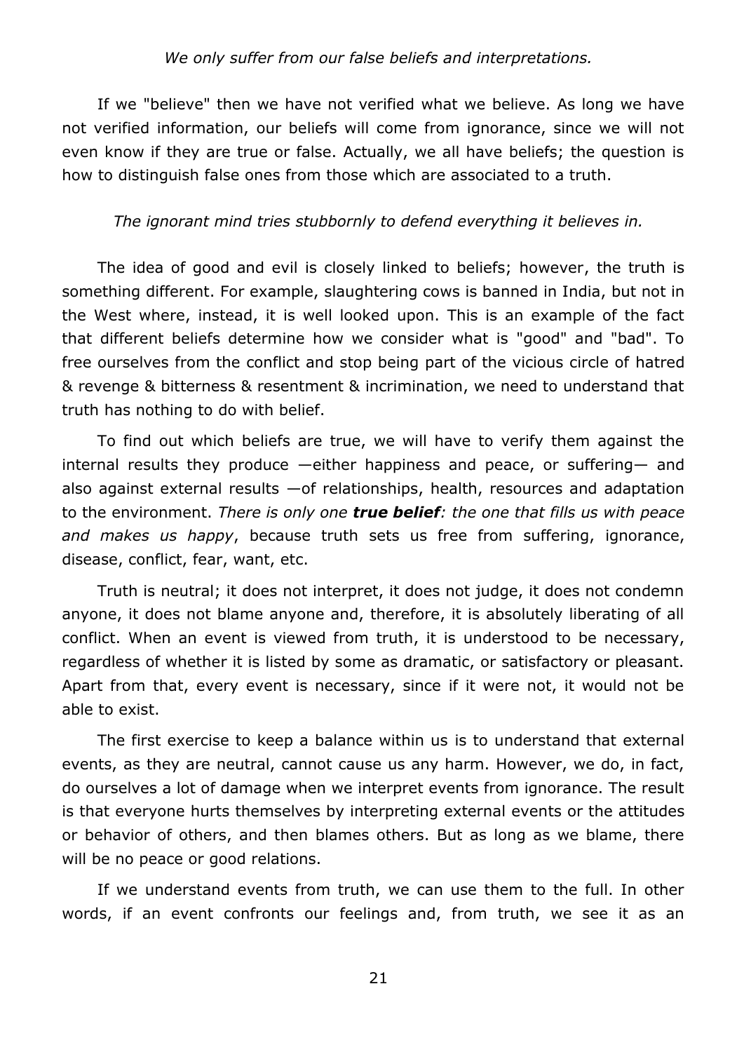*We only suffer from our false beliefs and interpretations.*

If we "believe" then we have not verified what we believe. As long we have not verified information, our beliefs will come from ignorance, since we will not even know if they are true or false. Actually, we all have beliefs; the question is how to distinguish false ones from those which are associated to a truth.

*The ignorant mind tries stubbornly to defend everything it believes in.*

The idea of good and evil is closely linked to beliefs; however, the truth is something different. For example, slaughtering cows is banned in India, but not in the West where, instead, it is well looked upon. This is an example of the fact that different beliefs determine how we consider what is "good" and "bad". To free ourselves from the conflict and stop being part of the vicious circle of hatred & revenge & bitterness & resentment & incrimination, we need to understand that truth has nothing to do with belief.

To find out which beliefs are true, we will have to verify them against the internal results they produce —either happiness and peace, or suffering— and also against external results —of relationships, health, resources and adaptation to the environment. *There is only one **true belief**: the one that fills us with peace and makes us happy*, because truth sets us free from suffering, ignorance, disease, conflict, fear, want, etc.

Truth is neutral; it does not interpret, it does not judge, it does not condemn anyone, it does not blame anyone and, therefore, it is absolutely liberating of all conflict. When an event is viewed from truth, it is understood to be necessary, regardless of whether it is listed by some as dramatic, or satisfactory or pleasant. Apart from that, every event is necessary, since if it were not, it would not be able to exist.

The first exercise to keep a balance within us is to understand that external events, as they are neutral, cannot cause us any harm. However, we do, in fact, do ourselves a lot of damage when we interpret events from ignorance. The result is that everyone hurts themselves by interpreting external events or the attitudes or behavior of others, and then blames others. But as long as we blame, there will be no peace or good relations.

If we understand events from truth, we can use them to the full. In other words, if an event confronts our feelings and, from truth, we see it as an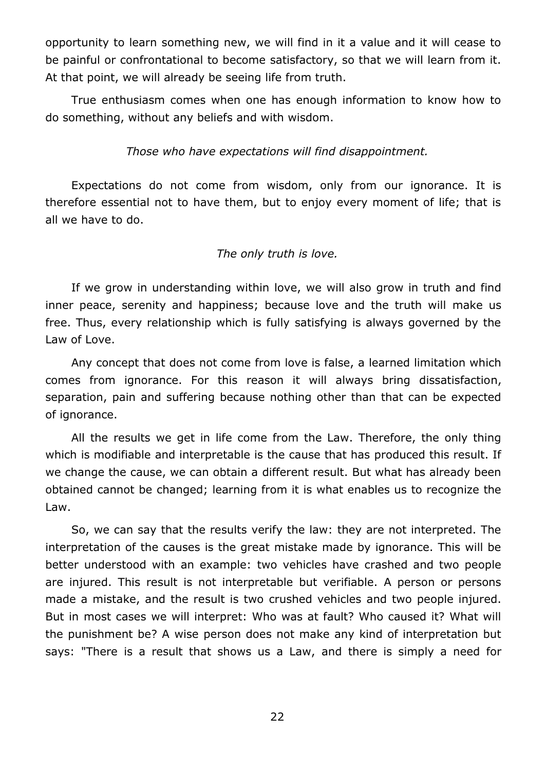opportunity to learn something new, we will find in it a value and it will cease to be painful or confrontational to become satisfactory, so that we will learn from it. At that point, we will already be seeing life from truth.

True enthusiasm comes when one has enough information to know how to do something, without any beliefs and with wisdom.

*Those who have expectations will find disappointment.*

Expectations do not come from wisdom, only from our ignorance. It is therefore essential not to have them, but to enjoy every moment of life; that is all we have to do.

*The only truth is love.*

If we grow in understanding within love, we will also grow in truth and find inner peace, serenity and happiness; because love and the truth will make us free. Thus, every relationship which is fully satisfying is always governed by the Law of Love.

Any concept that does not come from love is false, a learned limitation which comes from ignorance. For this reason it will always bring dissatisfaction, separation, pain and suffering because nothing other than that can be expected of ignorance.

All the results we get in life come from the Law. Therefore, the only thing which is modifiable and interpretable is the cause that has produced this result. If we change the cause, we can obtain a different result. But what has already been obtained cannot be changed; learning from it is what enables us to recognize the Law.

So, we can say that the results verify the law: they are not interpreted. The interpretation of the causes is the great mistake made by ignorance. This will be better understood with an example: two vehicles have crashed and two people are injured. This result is not interpretable but verifiable. A person or persons made a mistake, and the result is two crushed vehicles and two people injured. But in most cases we will interpret: Who was at fault? Who caused it? What will the punishment be? A wise person does not make any kind of interpretation but says: "There is a result that shows us a Law, and there is simply a need for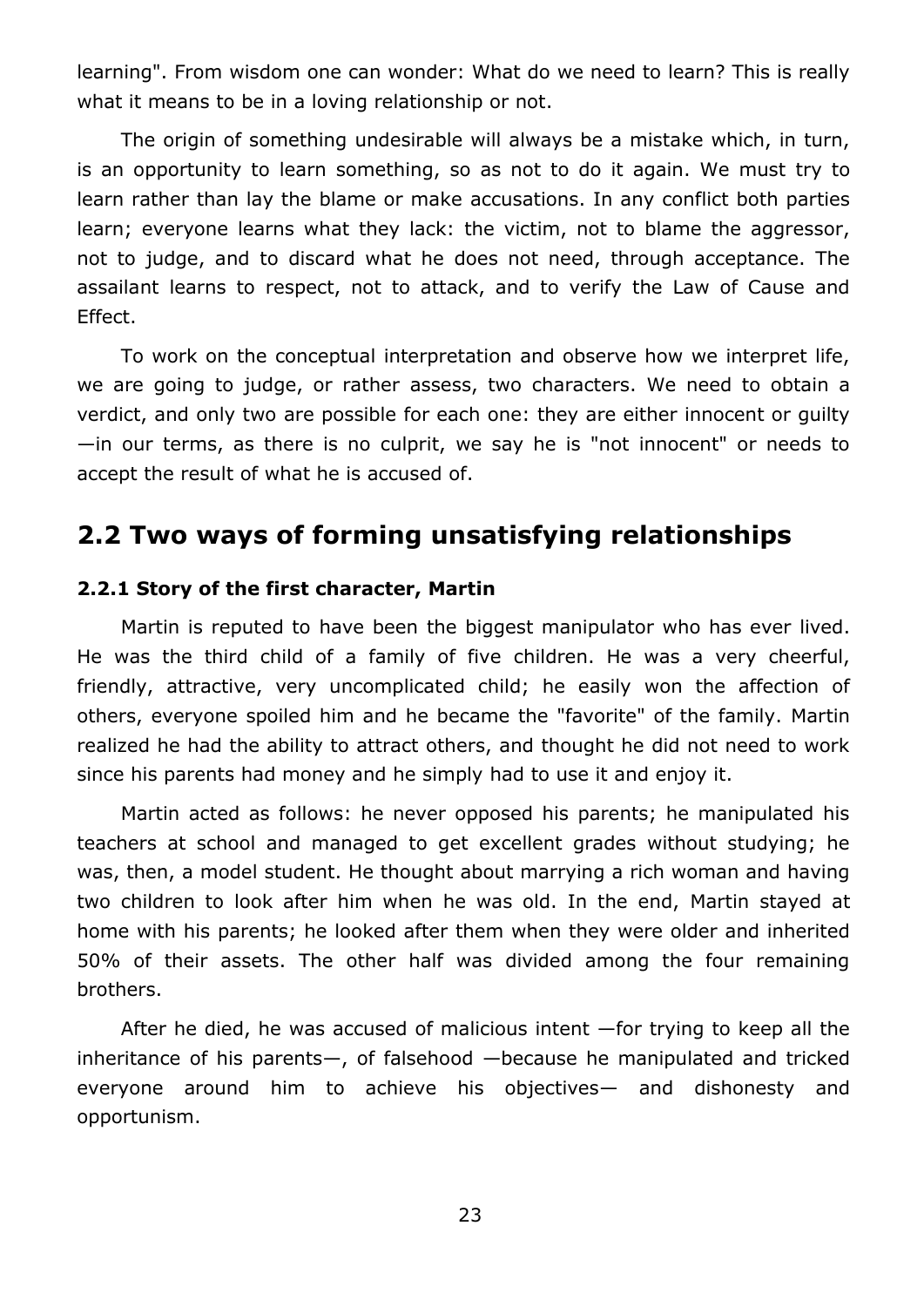learning". From wisdom one can wonder: What do we need to learn? This is really what it means to be in a loving relationship or not.

The origin of something undesirable will always be a mistake which, in turn, is an opportunity to learn something, so as not to do it again. We must try to learn rather than lay the blame or make accusations. In any conflict both parties learn; everyone learns what they lack: the victim, not to blame the aggressor, not to judge, and to discard what he does not need, through acceptance. The assailant learns to respect, not to attack, and to verify the Law of Cause and Effect.

To work on the conceptual interpretation and observe how we interpret life, we are going to judge, or rather assess, two characters. We need to obtain a verdict, and only two are possible for each one: they are either innocent or guilty —in our terms, as there is no culprit, we say he is "not innocent" or needs to accept the result of what he is accused of.

## 2.2 Two ways of forming unsatisfying relationships

### 2.2.1 Story of the first character, Martin

Martin is reputed to have been the biggest manipulator who has ever lived. He was the third child of a family of five children. He was a very cheerful, friendly, attractive, very uncomplicated child; he easily won the affection of others, everyone spoiled him and he became the "favorite" of the family. Martin realized he had the ability to attract others, and thought he did not need to work since his parents had money and he simply had to use it and enjoy it.

Martin acted as follows: he never opposed his parents; he manipulated his teachers at school and managed to get excellent grades without studying; he was, then, a model student. He thought about marrying a rich woman and having two children to look after him when he was old. In the end, Martin stayed at home with his parents; he looked after them when they were older and inherited 50% of their assets. The other half was divided among the four remaining brothers.

After he died, he was accused of malicious intent —for trying to keep all the inheritance of his parents—, of falsehood —because he manipulated and tricked everyone around him to achieve his objectives— and dishonesty and opportunism.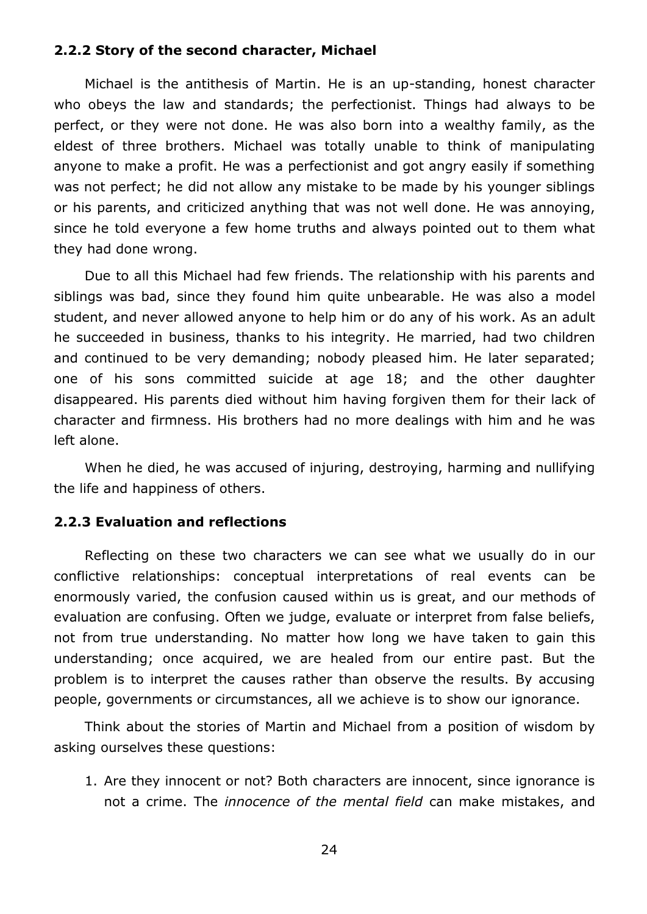### 2.2.2 Story of the second character, Michael

Michael is the antithesis of Martin. He is an up-standing, honest character who obeys the law and standards; the perfectionist. Things had always to be perfect, or they were not done. He was also born into a wealthy family, as the eldest of three brothers. Michael was totally unable to think of manipulating anyone to make a profit. He was a perfectionist and got angry easily if something was not perfect; he did not allow any mistake to be made by his younger siblings or his parents, and criticized anything that was not well done. He was annoying, since he told everyone a few home truths and always pointed out to them what they had done wrong.

Due to all this Michael had few friends. The relationship with his parents and siblings was bad, since they found him quite unbearable. He was also a model student, and never allowed anyone to help him or do any of his work. As an adult he succeeded in business, thanks to his integrity. He married, had two children and continued to be very demanding; nobody pleased him. He later separated; one of his sons committed suicide at age 18; and the other daughter disappeared. His parents died without him having forgiven them for their lack of character and firmness. His brothers had no more dealings with him and he was left alone.

When he died, he was accused of injuring, destroying, harming and nullifying the life and happiness of others.

### 2.2.3 Evaluation and reflections

Reflecting on these two characters we can see what we usually do in our conflictive relationships: conceptual interpretations of real events can be enormously varied, the confusion caused within us is great, and our methods of evaluation are confusing. Often we judge, evaluate or interpret from false beliefs, not from true understanding. No matter how long we have taken to gain this understanding; once acquired, we are healed from our entire past. But the problem is to interpret the causes rather than observe the results. By accusing people, governments or circumstances, all we achieve is to show our ignorance.

Think about the stories of Martin and Michael from a position of wisdom by asking ourselves these questions:

1. Are they innocent or not? Both characters are innocent, since ignorance is not a crime. The *innocence of the mental field* can make mistakes, and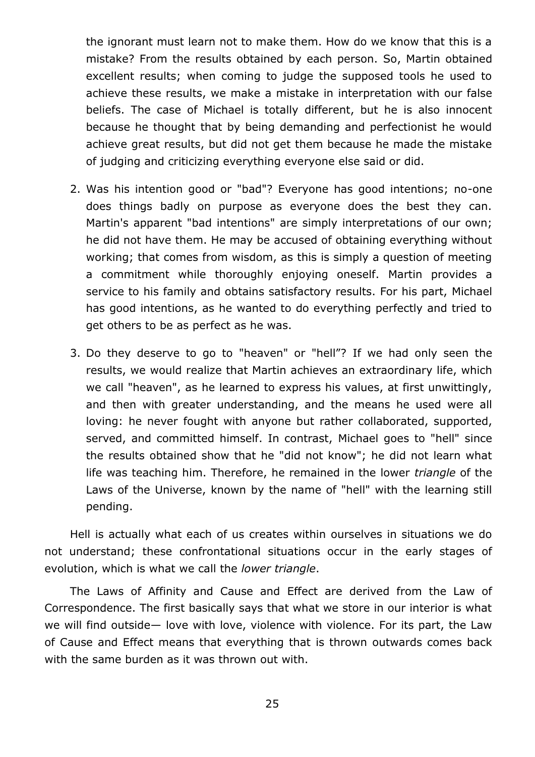the ignorant must learn not to make them. How do we know that this is a mistake? From the results obtained by each person. So, Martin obtained excellent results; when coming to judge the supposed tools he used to achieve these results, we make a mistake in interpretation with our false beliefs. The case of Michael is totally different, but he is also innocent because he thought that by being demanding and perfectionist he would achieve great results, but did not get them because he made the mistake of judging and criticizing everything everyone else said or did.

2. Was his intention good or "bad"? Everyone has good intentions; no-one does things badly on purpose as everyone does the best they can. Martin's apparent "bad intentions" are simply interpretations of our own; he did not have them. He may be accused of obtaining everything without working; that comes from wisdom, as this is simply a question of meeting a commitment while thoroughly enjoying oneself. Martin provides a service to his family and obtains satisfactory results. For his part, Michael has good intentions, as he wanted to do everything perfectly and tried to get others to be as perfect as he was.

3. Do they deserve to go to "heaven" or "hell"? If we had only seen the results, we would realize that Martin achieves an extraordinary life, which we call "heaven", as he learned to express his values, at first unwittingly, and then with greater understanding, and the means he used were all loving: he never fought with anyone but rather collaborated, supported, served, and committed himself. In contrast, Michael goes to "hell" since the results obtained show that he "did not know"; he did not learn what life was teaching him. Therefore, he remained in the lower *triangle* of the Laws of the Universe, known by the name of "hell" with the learning still pending.

Hell is actually what each of us creates within ourselves in situations we do not understand; these confrontational situations occur in the early stages of evolution, which is what we call the *lower triangle*.

The Laws of Affinity and Cause and Effect are derived from the Law of Correspondence. The first basically says that what we store in our interior is what we will find outside— love with love, violence with violence. For its part, the Law of Cause and Effect means that everything that is thrown outwards comes back with the same burden as it was thrown out with.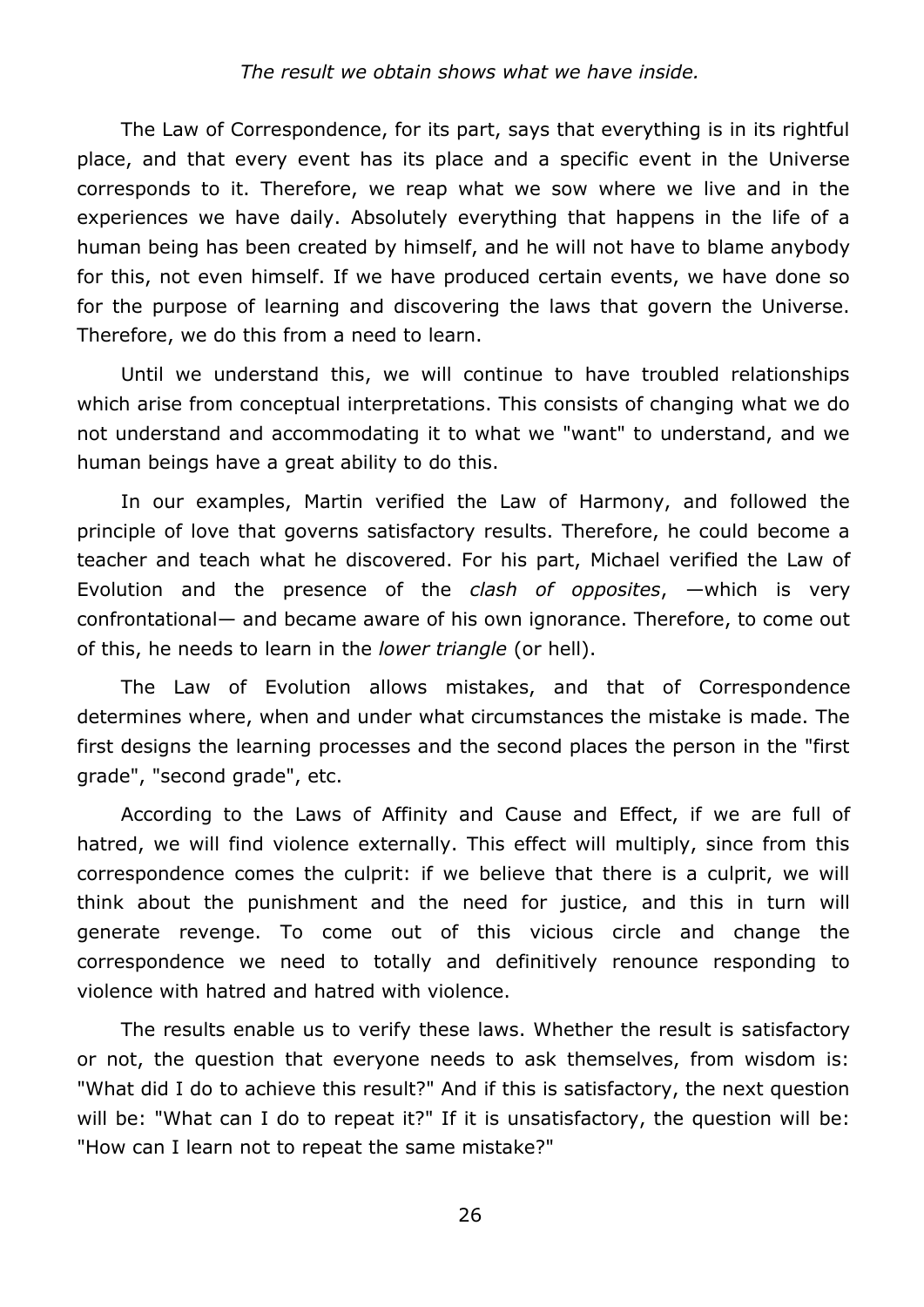*The result we obtain shows what we have inside.*

The Law of Correspondence, for its part, says that everything is in its rightful place, and that every event has its place and a specific event in the Universe corresponds to it. Therefore, we reap what we sow where we live and in the experiences we have daily. Absolutely everything that happens in the life of a human being has been created by himself, and he will not have to blame anybody for this, not even himself. If we have produced certain events, we have done so for the purpose of learning and discovering the laws that govern the Universe. Therefore, we do this from a need to learn.

Until we understand this, we will continue to have troubled relationships which arise from conceptual interpretations. This consists of changing what we do not understand and accommodating it to what we "want" to understand, and we human beings have a great ability to do this.

In our examples, Martin verified the Law of Harmony, and followed the principle of love that governs satisfactory results. Therefore, he could become a teacher and teach what he discovered. For his part, Michael verified the Law of Evolution and the presence of the *clash of opposites*, —which is very confrontational— and became aware of his own ignorance. Therefore, to come out of this, he needs to learn in the *lower triangle* (or hell).

The Law of Evolution allows mistakes, and that of Correspondence determines where, when and under what circumstances the mistake is made. The first designs the learning processes and the second places the person in the "first grade", "second grade", etc.

According to the Laws of Affinity and Cause and Effect, if we are full of hatred, we will find violence externally. This effect will multiply, since from this correspondence comes the culprit: if we believe that there is a culprit, we will think about the punishment and the need for justice, and this in turn will generate revenge. To come out of this vicious circle and change the correspondence we need to totally and definitively renounce responding to violence with hatred and hatred with violence.

The results enable us to verify these laws. Whether the result is satisfactory or not, the question that everyone needs to ask themselves, from wisdom is: "What did I do to achieve this result?" And if this is satisfactory, the next question will be: "What can I do to repeat it?" If it is unsatisfactory, the question will be: "How can I learn not to repeat the same mistake?"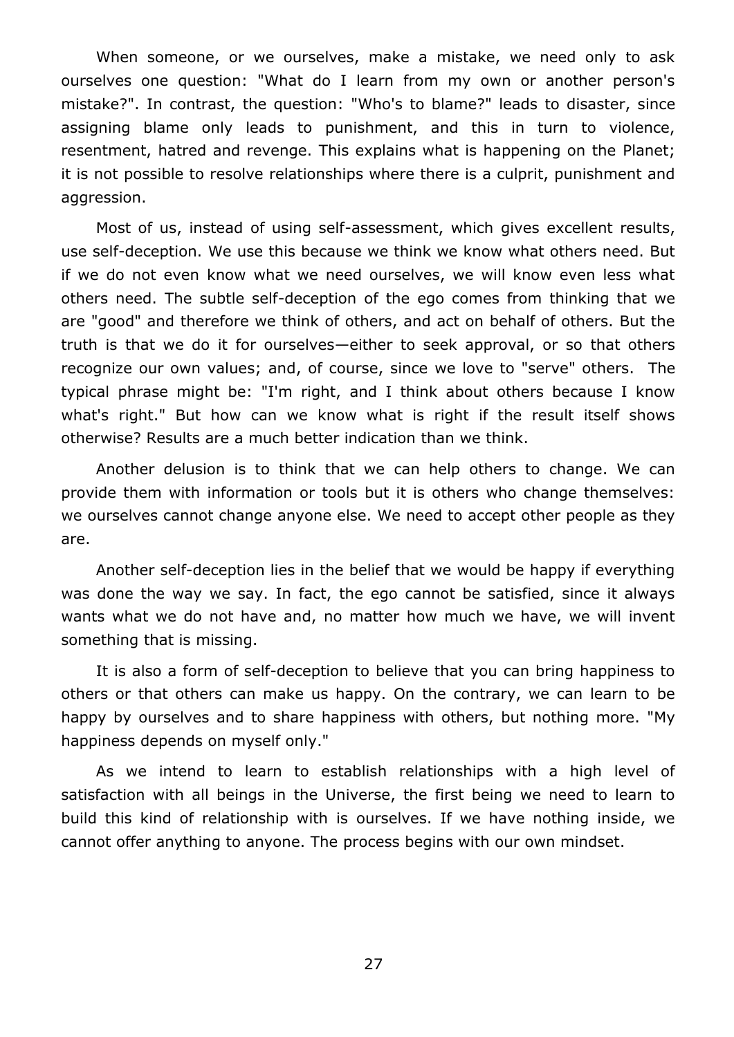When someone, or we ourselves, make a mistake, we need only to ask ourselves one question: "What do I learn from my own or another person's mistake?". In contrast, the question: "Who's to blame?" leads to disaster, since assigning blame only leads to punishment, and this in turn to violence, resentment, hatred and revenge. This explains what is happening on the Planet; it is not possible to resolve relationships where there is a culprit, punishment and aggression.

Most of us, instead of using self-assessment, which gives excellent results, use self-deception. We use this because we think we know what others need. But if we do not even know what we need ourselves, we will know even less what others need. The subtle self-deception of the ego comes from thinking that we are "good" and therefore we think of others, and act on behalf of others. But the truth is that we do it for ourselves—either to seek approval, or so that others recognize our own values; and, of course, since we love to "serve" others. The typical phrase might be: "I'm right, and I think about others because I know what's right." But how can we know what is right if the result itself shows otherwise? Results are a much better indication than we think.

Another delusion is to think that we can help others to change. We can provide them with information or tools but it is others who change themselves: we ourselves cannot change anyone else. We need to accept other people as they are.

Another self-deception lies in the belief that we would be happy if everything was done the way we say. In fact, the ego cannot be satisfied, since it always wants what we do not have and, no matter how much we have, we will invent something that is missing.

It is also a form of self-deception to believe that you can bring happiness to others or that others can make us happy. On the contrary, we can learn to be happy by ourselves and to share happiness with others, but nothing more. "My happiness depends on myself only."

As we intend to learn to establish relationships with a high level of satisfaction with all beings in the Universe, the first being we need to learn to build this kind of relationship with is ourselves. If we have nothing inside, we cannot offer anything to anyone. The process begins with our own mindset.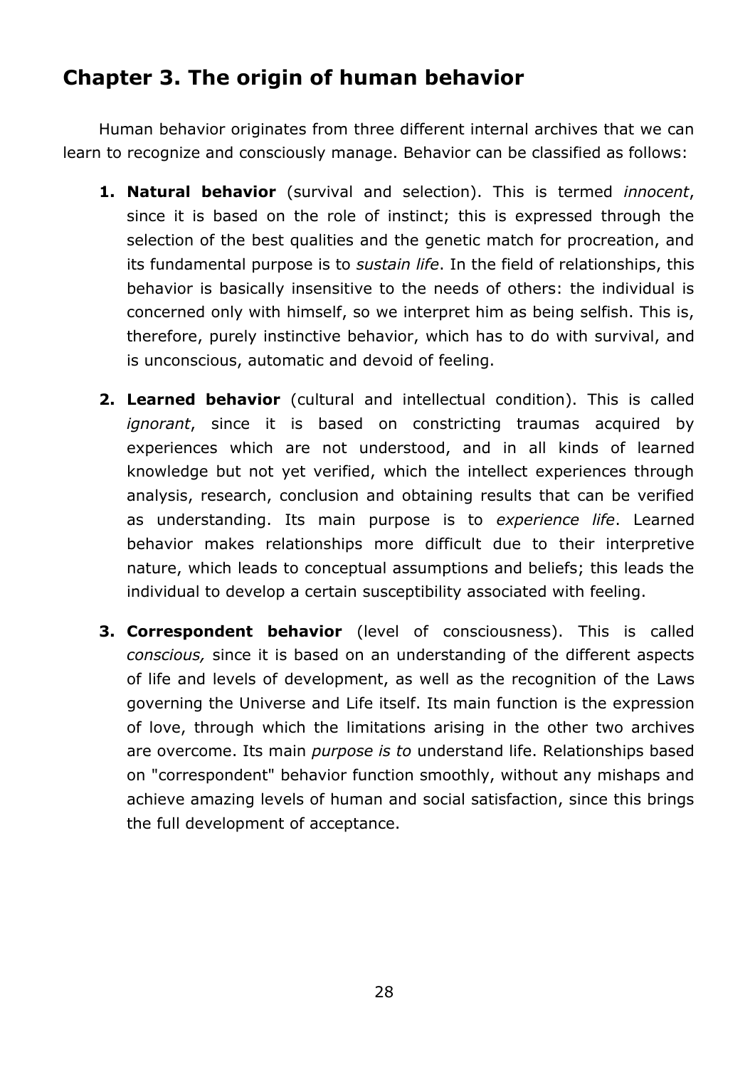## Chapter 3. The origin of human behavior

Human behavior originates from three different internal archives that we can learn to recognize and consciously manage. Behavior can be classified as follows:

1. **Natural behavior** (survival and selection). This is termed *innocent*, since it is based on the role of instinct; this is expressed through the selection of the best qualities and the genetic match for procreation, and its fundamental purpose is to *sustain life*. In the field of relationships, this behavior is basically insensitive to the needs of others: the individual is concerned only with himself, so we interpret him as being selfish. This is, therefore, purely instinctive behavior, which has to do with survival, and is unconscious, automatic and devoid of feeling.

2. **Learned behavior** (cultural and intellectual condition). This is called *ignorant*, since it is based on constricting traumas acquired by experiences which are not understood, and in all kinds of learned knowledge but not yet verified, which the intellect experiences through analysis, research, conclusion and obtaining results that can be verified as understanding. Its main purpose is to *experience life*. Learned behavior makes relationships more difficult due to their interpretive nature, which leads to conceptual assumptions and beliefs; this leads the individual to develop a certain susceptibility associated with feeling.

3. **Correspondent behavior** (level of consciousness). This is called *conscious,* since it is based on an understanding of the different aspects of life and levels of development, as well as the recognition of the Laws governing the Universe and Life itself. Its main function is the expression of love, through which the limitations arising in the other two archives are overcome. Its main *purpose is to* understand life. Relationships based on "correspondent" behavior function smoothly, without any mishaps and achieve amazing levels of human and social satisfaction, since this brings the full development of acceptance.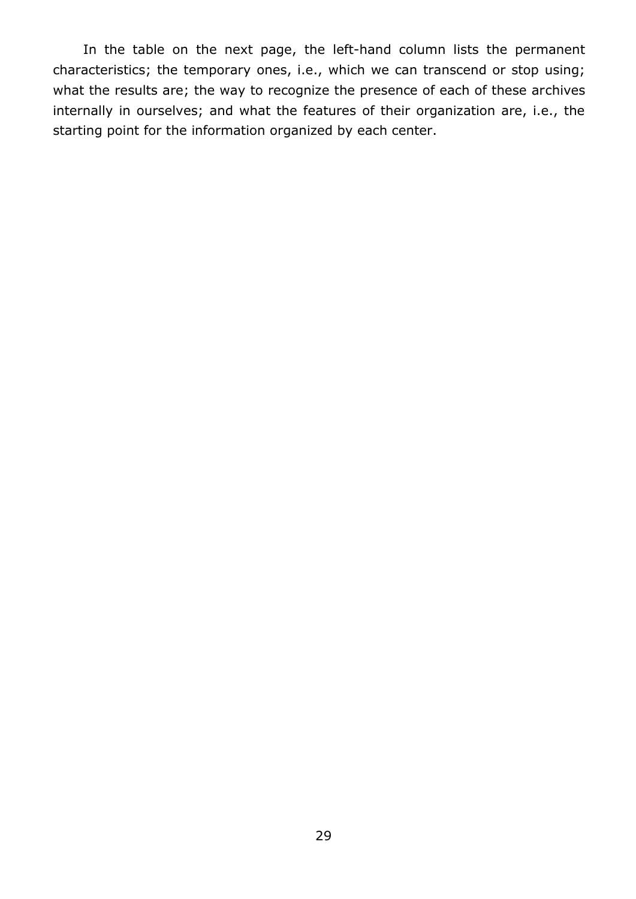In the table on the next page, the left-hand column lists the permanent characteristics; the temporary ones, i.e., which we can transcend or stop using; what the results are; the way to recognize the presence of each of these archives internally in ourselves; and what the features of their organization are, i.e., the starting point for the information organized by each center.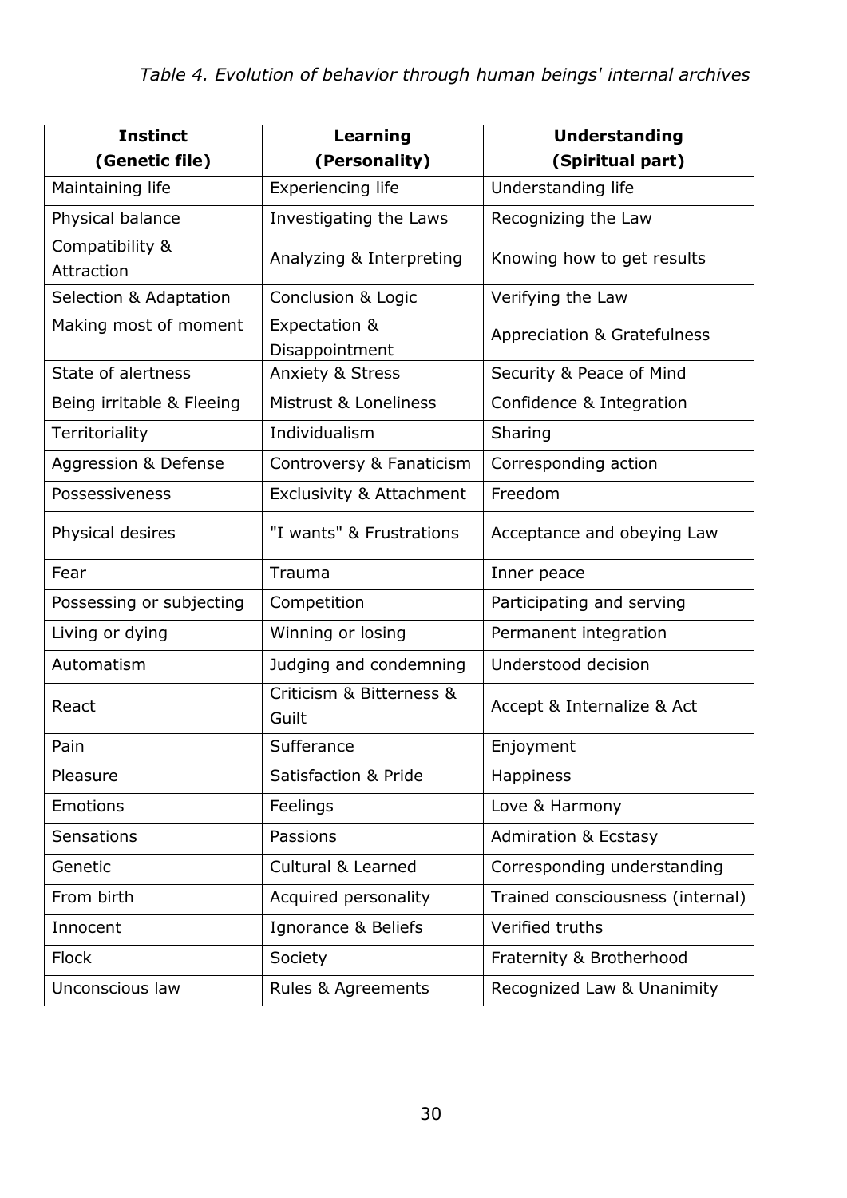*Table 4. Evolution of behavior through human beings' internal archives*

| **Instinct (Genetic file)** | **Learning (Personality)** | **Understanding (Spiritual part)** |
|---|---|---|
| Maintaining life | Experiencing life | Understanding life |
| Physical balance | Investigating the Laws | Recognizing the Law |
| Compatibility & Attraction | Analyzing & Interpreting | Knowing how to get results |
| Selection & Adaptation | Conclusion & Logic | Verifying the Law |
| Making most of moment | Expectation & Disappointment | Appreciation & Gratefulness |
| State of alertness | Anxiety & Stress | Security & Peace of Mind |
| Being irritable & Fleeing | Mistrust & Loneliness | Confidence & Integration |
| Territoriality | Individualism | Sharing |
| Aggression & Defense | Controversy & Fanaticism | Corresponding action |
| Possessiveness | Exclusivity & Attachment | Freedom |
| Physical desires | "I wants" & Frustrations | Acceptance and obeying Law |
| Fear | Trauma | Inner peace |
| Possessing or subjecting | Competition | Participating and serving |
| Living or dying | Winning or losing | Permanent integration |
| Automatism | Judging and condemning | Understood decision |
| React | Criticism & Bitterness & Guilt | Accept & Internalize & Act |
| Pain | Sufferance | Enjoyment |
| Pleasure | Satisfaction & Pride | Happiness |
| Emotions | Feelings | Love & Harmony |
| Sensations | Passions | Admiration & Ecstasy |
| Genetic | Cultural & Learned | Corresponding understanding |
| From birth | Acquired personality | Trained consciousness (internal) |
| Innocent | Ignorance & Beliefs | Verified truths |
| Flock | Society | Fraternity & Brotherhood |
| Unconscious law | Rules & Agreements | Recognized Law & Unanimity |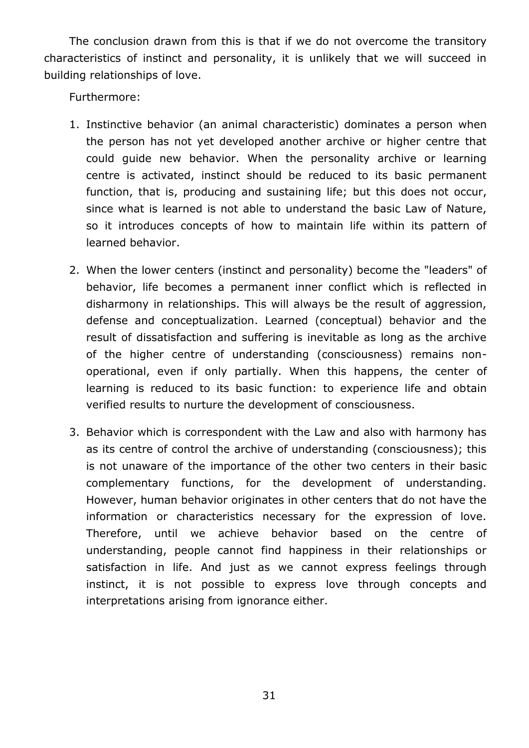The conclusion drawn from this is that if we do not overcome the transitory characteristics of instinct and personality, it is unlikely that we will succeed in building relationships of love.

Furthermore:

1. Instinctive behavior (an animal characteristic) dominates a person when the person has not yet developed another archive or higher centre that could guide new behavior. When the personality archive or learning centre is activated, instinct should be reduced to its basic permanent function, that is, producing and sustaining life; but this does not occur, since what is learned is not able to understand the basic Law of Nature, so it introduces concepts of how to maintain life within its pattern of learned behavior.

2. When the lower centers (instinct and personality) become the "leaders" of behavior, life becomes a permanent inner conflict which is reflected in disharmony in relationships. This will always be the result of aggression, defense and conceptualization. Learned (conceptual) behavior and the result of dissatisfaction and suffering is inevitable as long as the archive of the higher centre of understanding (consciousness) remains non-operational, even if only partially. When this happens, the center of learning is reduced to its basic function: to experience life and obtain verified results to nurture the development of consciousness.

3. Behavior which is correspondent with the Law and also with harmony has as its centre of control the archive of understanding (consciousness); this is not unaware of the importance of the other two centers in their basic complementary functions, for the development of understanding. However, human behavior originates in other centers that do not have the information or characteristics necessary for the expression of love. Therefore, until we achieve behavior based on the centre of understanding, people cannot find happiness in their relationships or satisfaction in life. And just as we cannot express feelings through instinct, it is not possible to express love through concepts and interpretations arising from ignorance either.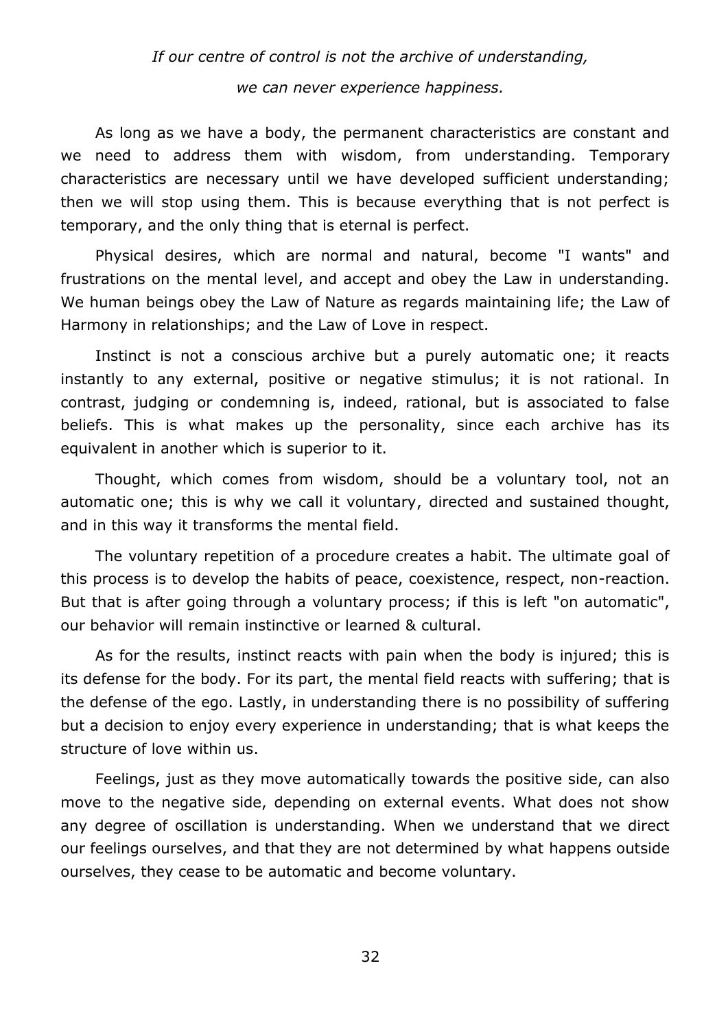*If our centre of control is not the archive of understanding,*

*we can never experience happiness.*

As long as we have a body, the permanent characteristics are constant and we need to address them with wisdom, from understanding. Temporary characteristics are necessary until we have developed sufficient understanding; then we will stop using them. This is because everything that is not perfect is temporary, and the only thing that is eternal is perfect.

Physical desires, which are normal and natural, become "I wants" and frustrations on the mental level, and accept and obey the Law in understanding. We human beings obey the Law of Nature as regards maintaining life; the Law of Harmony in relationships; and the Law of Love in respect.

Instinct is not a conscious archive but a purely automatic one; it reacts instantly to any external, positive or negative stimulus; it is not rational. In contrast, judging or condemning is, indeed, rational, but is associated to false beliefs. This is what makes up the personality, since each archive has its equivalent in another which is superior to it.

Thought, which comes from wisdom, should be a voluntary tool, not an automatic one; this is why we call it voluntary, directed and sustained thought, and in this way it transforms the mental field.

The voluntary repetition of a procedure creates a habit. The ultimate goal of this process is to develop the habits of peace, coexistence, respect, non-reaction. But that is after going through a voluntary process; if this is left "on automatic", our behavior will remain instinctive or learned & cultural.

As for the results, instinct reacts with pain when the body is injured; this is its defense for the body. For its part, the mental field reacts with suffering; that is the defense of the ego. Lastly, in understanding there is no possibility of suffering but a decision to enjoy every experience in understanding; that is what keeps the structure of love within us.

Feelings, just as they move automatically towards the positive side, can also move to the negative side, depending on external events. What does not show any degree of oscillation is understanding. When we understand that we direct our feelings ourselves, and that they are not determined by what happens outside ourselves, they cease to be automatic and become voluntary.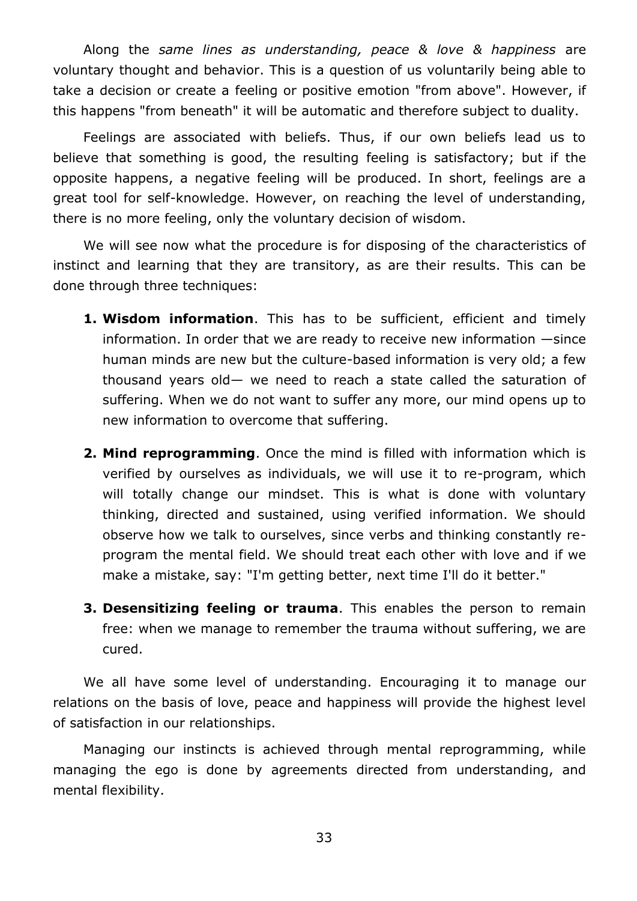Along the *same lines as understanding, peace & love & happiness* are voluntary thought and behavior. This is a question of us voluntarily being able to take a decision or create a feeling or positive emotion "from above". However, if this happens "from beneath" it will be automatic and therefore subject to duality.

Feelings are associated with beliefs. Thus, if our own beliefs lead us to believe that something is good, the resulting feeling is satisfactory; but if the opposite happens, a negative feeling will be produced. In short, feelings are a great tool for self-knowledge. However, on reaching the level of understanding, there is no more feeling, only the voluntary decision of wisdom.

We will see now what the procedure is for disposing of the characteristics of instinct and learning that they are transitory, as are their results. This can be done through three techniques:

1. **Wisdom information**. This has to be sufficient, efficient and timely information. In order that we are ready to receive new information —since human minds are new but the culture-based information is very old; a few thousand years old— we need to reach a state called the saturation of suffering. When we do not want to suffer any more, our mind opens up to new information to overcome that suffering.

2. **Mind reprogramming**. Once the mind is filled with information which is verified by ourselves as individuals, we will use it to re-program, which will totally change our mindset. This is what is done with voluntary thinking, directed and sustained, using verified information. We should observe how we talk to ourselves, since verbs and thinking constantly re-program the mental field. We should treat each other with love and if we make a mistake, say: "I'm getting better, next time I'll do it better."

3. **Desensitizing feeling or trauma**. This enables the person to remain free: when we manage to remember the trauma without suffering, we are cured.

We all have some level of understanding. Encouraging it to manage our relations on the basis of love, peace and happiness will provide the highest level of satisfaction in our relationships.

Managing our instincts is achieved through mental reprogramming, while managing the ego is done by agreements directed from understanding, and mental flexibility.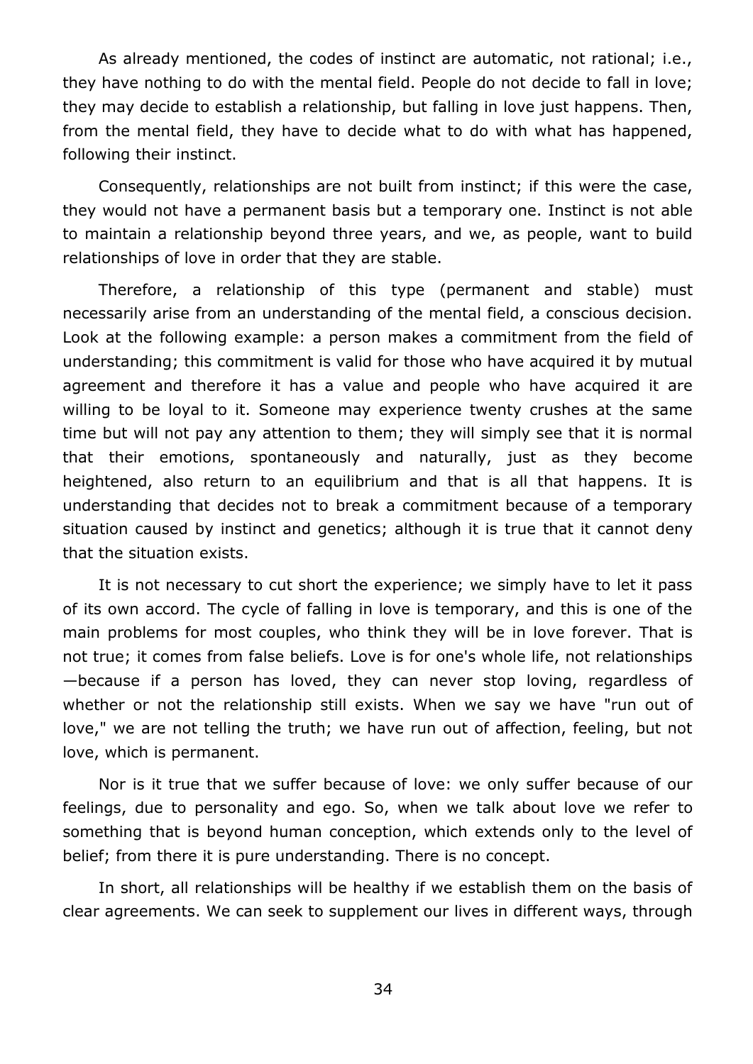As already mentioned, the codes of instinct are automatic, not rational; i.e., they have nothing to do with the mental field. People do not decide to fall in love; they may decide to establish a relationship, but falling in love just happens. Then, from the mental field, they have to decide what to do with what has happened, following their instinct.

Consequently, relationships are not built from instinct; if this were the case, they would not have a permanent basis but a temporary one. Instinct is not able to maintain a relationship beyond three years, and we, as people, want to build relationships of love in order that they are stable.

Therefore, a relationship of this type (permanent and stable) must necessarily arise from an understanding of the mental field, a conscious decision. Look at the following example: a person makes a commitment from the field of understanding; this commitment is valid for those who have acquired it by mutual agreement and therefore it has a value and people who have acquired it are willing to be loyal to it. Someone may experience twenty crushes at the same time but will not pay any attention to them; they will simply see that it is normal that their emotions, spontaneously and naturally, just as they become heightened, also return to an equilibrium and that is all that happens. It is understanding that decides not to break a commitment because of a temporary situation caused by instinct and genetics; although it is true that it cannot deny that the situation exists.

It is not necessary to cut short the experience; we simply have to let it pass of its own accord. The cycle of falling in love is temporary, and this is one of the main problems for most couples, who think they will be in love forever. That is not true; it comes from false beliefs. Love is for one's whole life, not relationships —because if a person has loved, they can never stop loving, regardless of whether or not the relationship still exists. When we say we have "run out of love," we are not telling the truth; we have run out of affection, feeling, but not love, which is permanent.

Nor is it true that we suffer because of love: we only suffer because of our feelings, due to personality and ego. So, when we talk about love we refer to something that is beyond human conception, which extends only to the level of belief; from there it is pure understanding. There is no concept.

In short, all relationships will be healthy if we establish them on the basis of clear agreements. We can seek to supplement our lives in different ways, through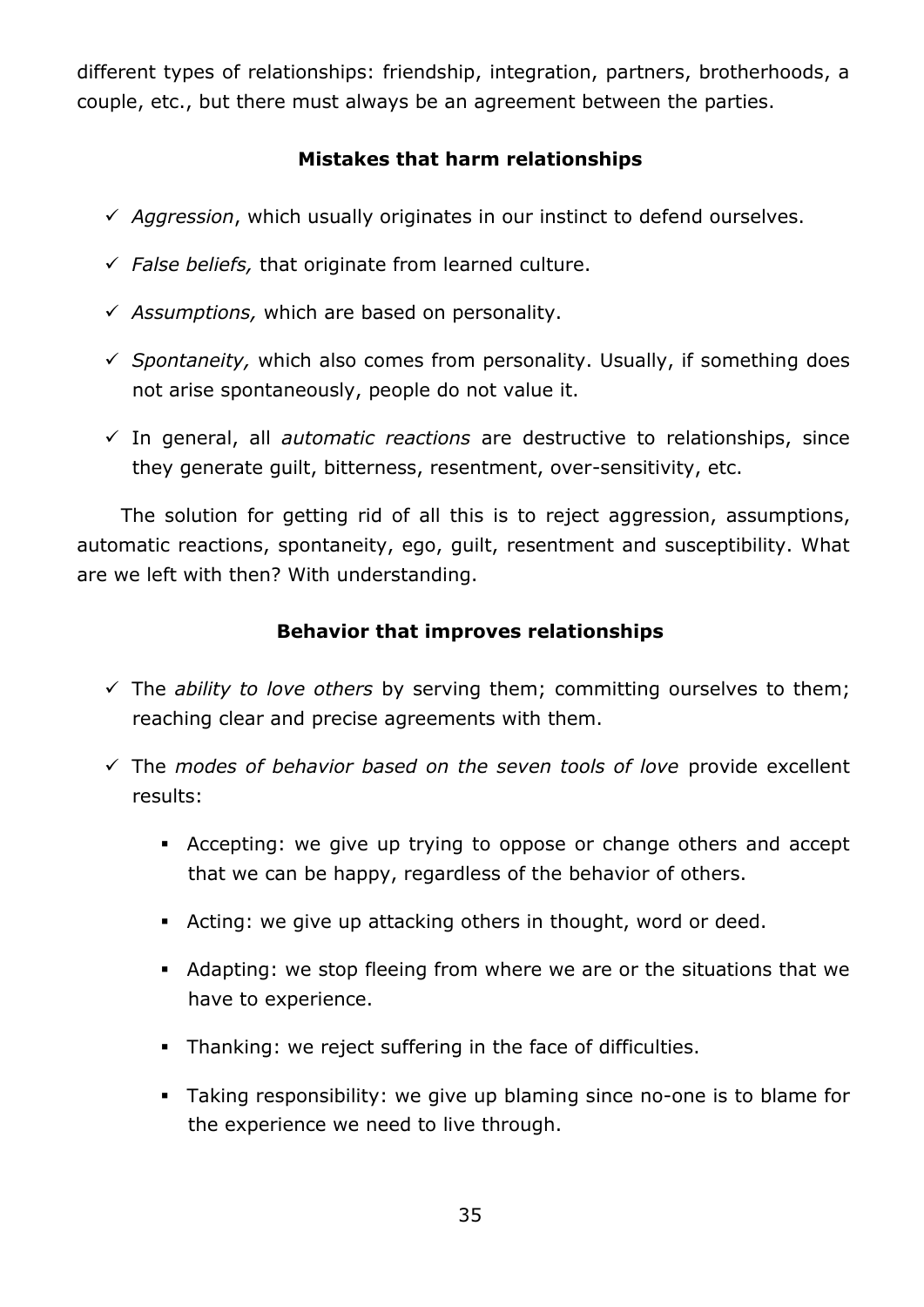different types of relationships: friendship, integration, partners, brotherhoods, a couple, etc., but there must always be an agreement between the parties.

### Mistakes that harm relationships

- ✓ *Aggression*, which usually originates in our instinct to defend ourselves.
- ✓ *False beliefs,* that originate from learned culture.
- ✓ *Assumptions,* which are based on personality.
- ✓ *Spontaneity,* which also comes from personality. Usually, if something does not arise spontaneously, people do not value it.
- ✓ In general, all *automatic reactions* are destructive to relationships, since they generate guilt, bitterness, resentment, over-sensitivity, etc.

The solution for getting rid of all this is to reject aggression, assumptions, automatic reactions, spontaneity, ego, guilt, resentment and susceptibility. What are we left with then? With understanding.

### Behavior that improves relationships

- ✓ The *ability to love others* by serving them; committing ourselves to them; reaching clear and precise agreements with them.
- ✓ The *modes of behavior based on the seven tools of love* provide excellent results:
  - Accepting: we give up trying to oppose or change others and accept that we can be happy, regardless of the behavior of others.
  - Acting: we give up attacking others in thought, word or deed.
  - Adapting: we stop fleeing from where we are or the situations that we have to experience.
  - Thanking: we reject suffering in the face of difficulties.
  - Taking responsibility: we give up blaming since no-one is to blame for the experience we need to live through.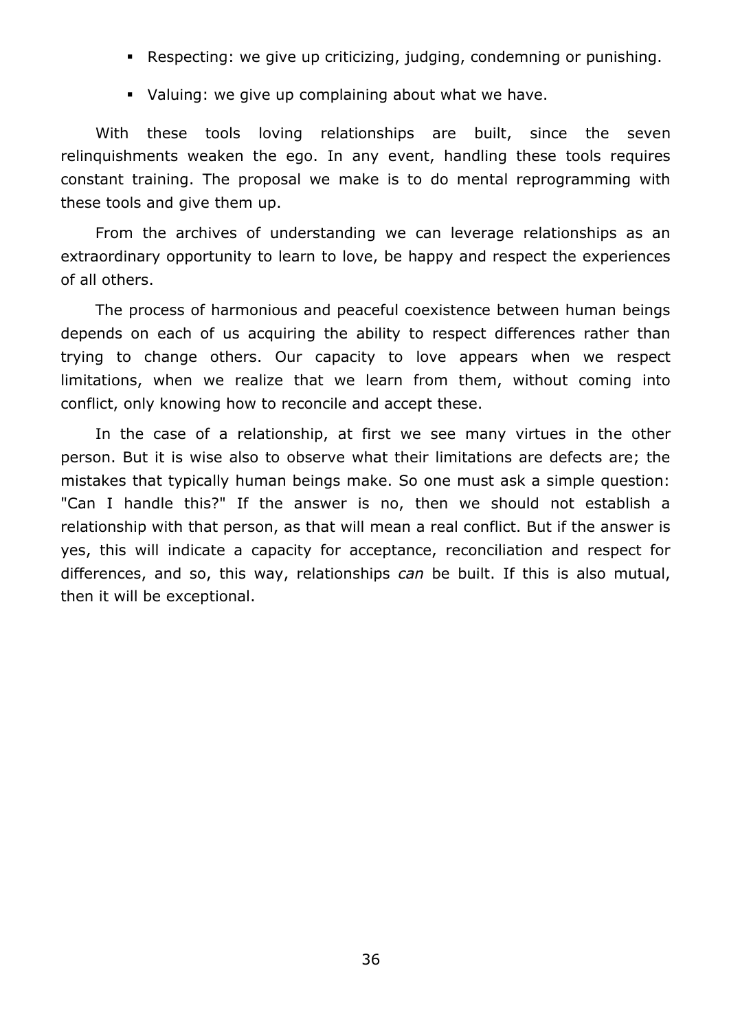- Respecting: we give up criticizing, judging, condemning or punishing.
- Valuing: we give up complaining about what we have.

With these tools loving relationships are built, since the seven relinquishments weaken the ego. In any event, handling these tools requires constant training. The proposal we make is to do mental reprogramming with these tools and give them up.

From the archives of understanding we can leverage relationships as an extraordinary opportunity to learn to love, be happy and respect the experiences of all others.

The process of harmonious and peaceful coexistence between human beings depends on each of us acquiring the ability to respect differences rather than trying to change others. Our capacity to love appears when we respect limitations, when we realize that we learn from them, without coming into conflict, only knowing how to reconcile and accept these.

In the case of a relationship, at first we see many virtues in the other person. But it is wise also to observe what their limitations are defects are; the mistakes that typically human beings make. So one must ask a simple question: "Can I handle this?" If the answer is no, then we should not establish a relationship with that person, as that will mean a real conflict. But if the answer is yes, this will indicate a capacity for acceptance, reconciliation and respect for differences, and so, this way, relationships *can* be built. If this is also mutual, then it will be exceptional.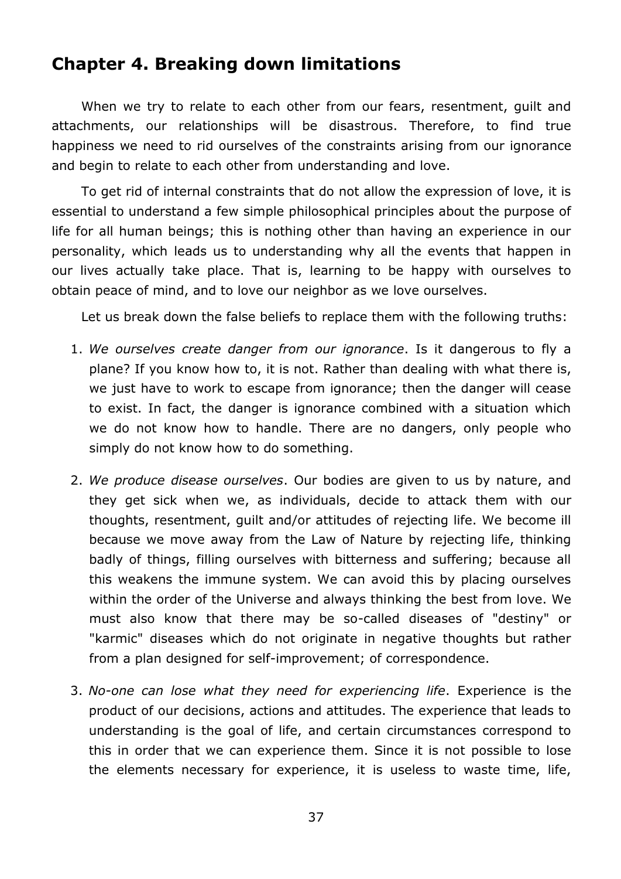## Chapter 4. Breaking down limitations

When we try to relate to each other from our fears, resentment, guilt and attachments, our relationships will be disastrous. Therefore, to find true happiness we need to rid ourselves of the constraints arising from our ignorance and begin to relate to each other from understanding and love.

To get rid of internal constraints that do not allow the expression of love, it is essential to understand a few simple philosophical principles about the purpose of life for all human beings; this is nothing other than having an experience in our personality, which leads us to understanding why all the events that happen in our lives actually take place. That is, learning to be happy with ourselves to obtain peace of mind, and to love our neighbor as we love ourselves.

Let us break down the false beliefs to replace them with the following truths:

1. *We ourselves create danger from our ignorance*. Is it dangerous to fly a plane? If you know how to, it is not. Rather than dealing with what there is, we just have to work to escape from ignorance; then the danger will cease to exist. In fact, the danger is ignorance combined with a situation which we do not know how to handle. There are no dangers, only people who simply do not know how to do something.

2. *We produce disease ourselves*. Our bodies are given to us by nature, and they get sick when we, as individuals, decide to attack them with our thoughts, resentment, guilt and/or attitudes of rejecting life. We become ill because we move away from the Law of Nature by rejecting life, thinking badly of things, filling ourselves with bitterness and suffering; because all this weakens the immune system. We can avoid this by placing ourselves within the order of the Universe and always thinking the best from love. We must also know that there may be so-called diseases of "destiny" or "karmic" diseases which do not originate in negative thoughts but rather from a plan designed for self-improvement; of correspondence.

3. *No-one can lose what they need for experiencing life*. Experience is the product of our decisions, actions and attitudes. The experience that leads to understanding is the goal of life, and certain circumstances correspond to this in order that we can experience them. Since it is not possible to lose the elements necessary for experience, it is useless to waste time, life,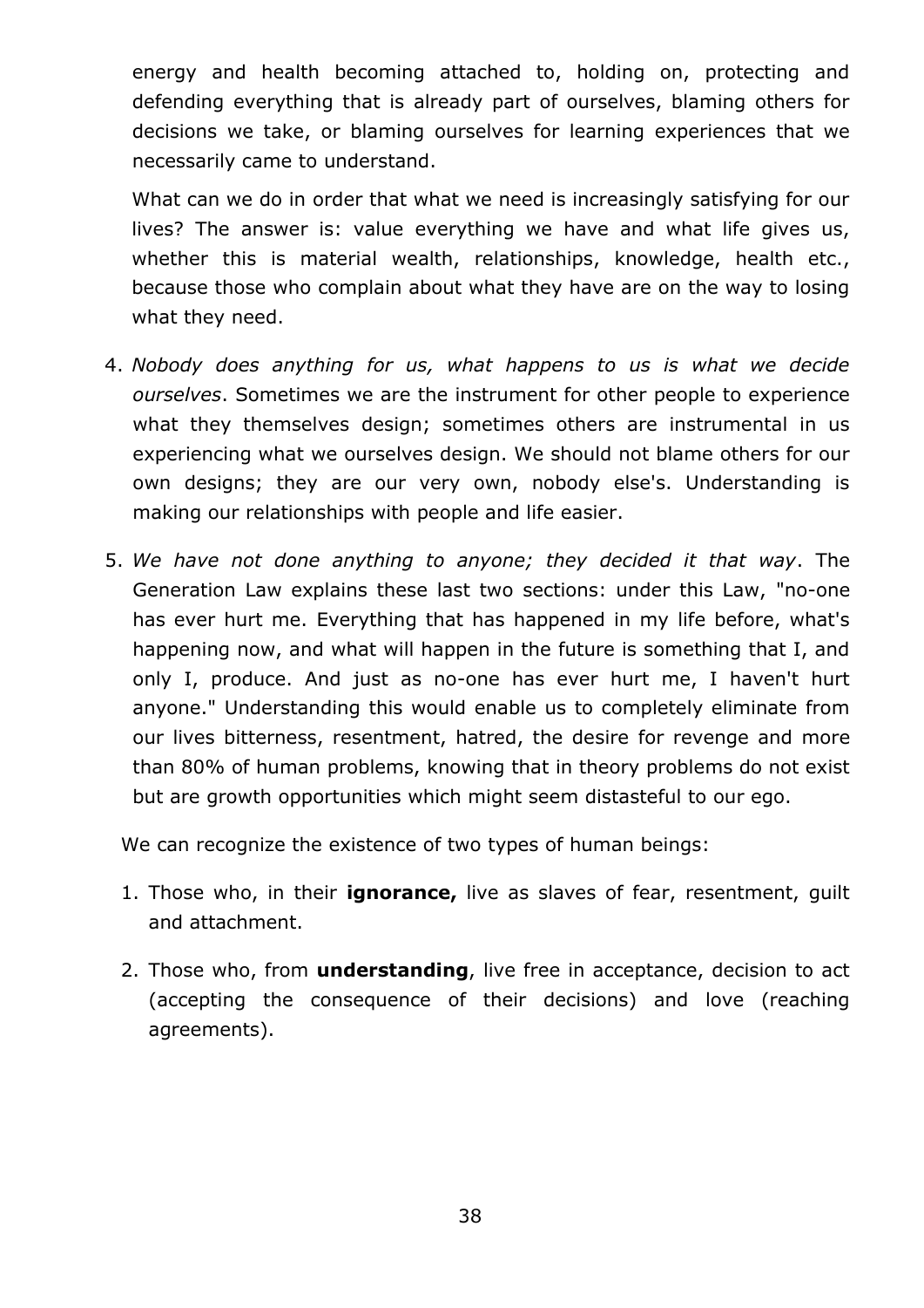energy and health becoming attached to, holding on, protecting and defending everything that is already part of ourselves, blaming others for decisions we take, or blaming ourselves for learning experiences that we necessarily came to understand.

What can we do in order that what we need is increasingly satisfying for our lives? The answer is: value everything we have and what life gives us, whether this is material wealth, relationships, knowledge, health etc., because those who complain about what they have are on the way to losing what they need.

4. *Nobody does anything for us, what happens to us is what we decide ourselves*. Sometimes we are the instrument for other people to experience what they themselves design; sometimes others are instrumental in us experiencing what we ourselves design. We should not blame others for our own designs; they are our very own, nobody else's. Understanding is making our relationships with people and life easier.

5. *We have not done anything to anyone; they decided it that way*. The Generation Law explains these last two sections: under this Law, "no-one has ever hurt me. Everything that has happened in my life before, what's happening now, and what will happen in the future is something that I, and only I, produce. And just as no-one has ever hurt me, I haven't hurt anyone." Understanding this would enable us to completely eliminate from our lives bitterness, resentment, hatred, the desire for revenge and more than 80% of human problems, knowing that in theory problems do not exist but are growth opportunities which might seem distasteful to our ego.

We can recognize the existence of two types of human beings:

1. Those who, in their **ignorance,** live as slaves of fear, resentment, guilt and attachment.
2. Those who, from **understanding**, live free in acceptance, decision to act (accepting the consequence of their decisions) and love (reaching agreements).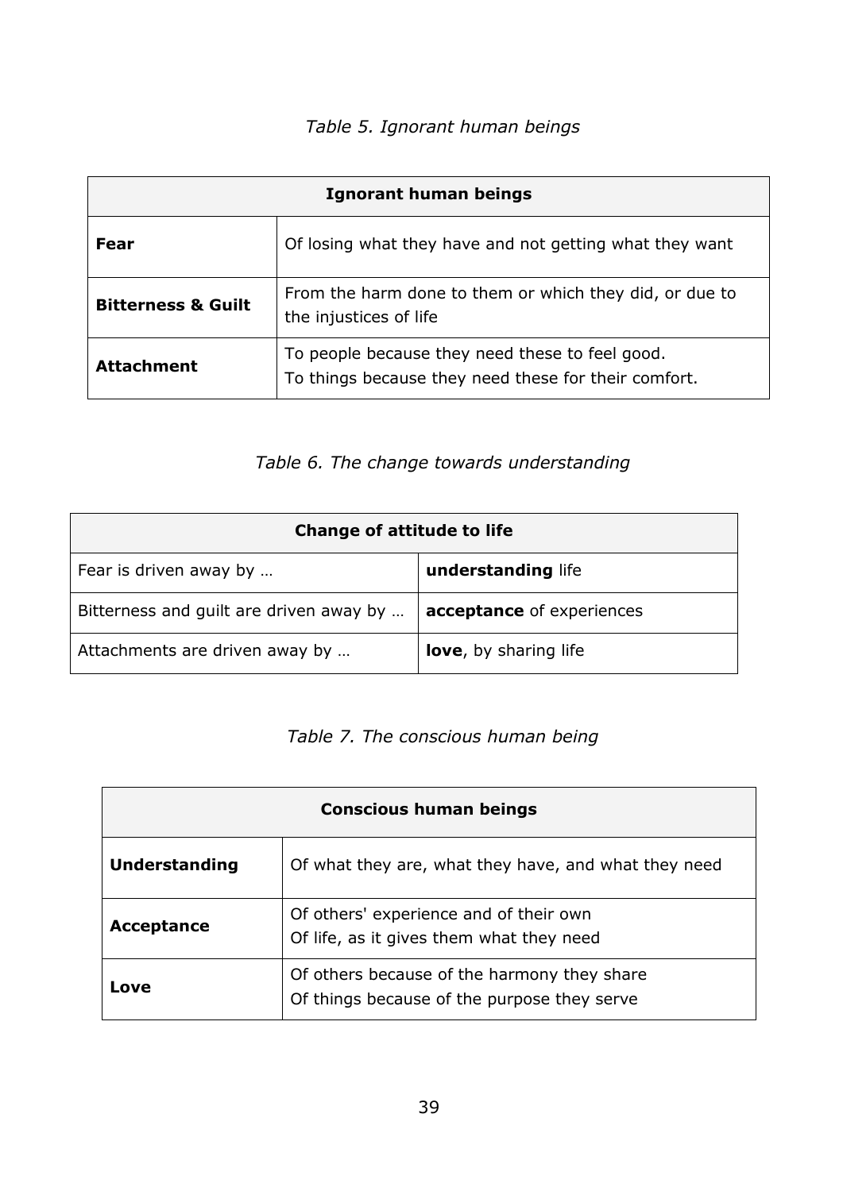*Table 5. Ignorant human beings*

| Ignorant human beings | |
|---|---|
| **Fear** | Of losing what they have and not getting what they want |
| **Bitterness & Guilt** | From the harm done to them or which they did, or due to the injustices of life |
| **Attachment** | To people because they need these to feel good.<br>To things because they need these for their comfort. |

*Table 6. The change towards understanding*

| Change of attitude to life | |
|---|---|
| Fear is driven away by … | **understanding** life |
| Bitterness and guilt are driven away by … | **acceptance** of experiences |
| Attachments are driven away by … | **love**, by sharing life |

*Table 7. The conscious human being*

| Conscious human beings | |
|---|---|
| **Understanding** | Of what they are, what they have, and what they need |
| **Acceptance** | Of others' experience and of their own<br>Of life, as it gives them what they need |
| **Love** | Of others because of the harmony they share<br>Of things because of the purpose they serve |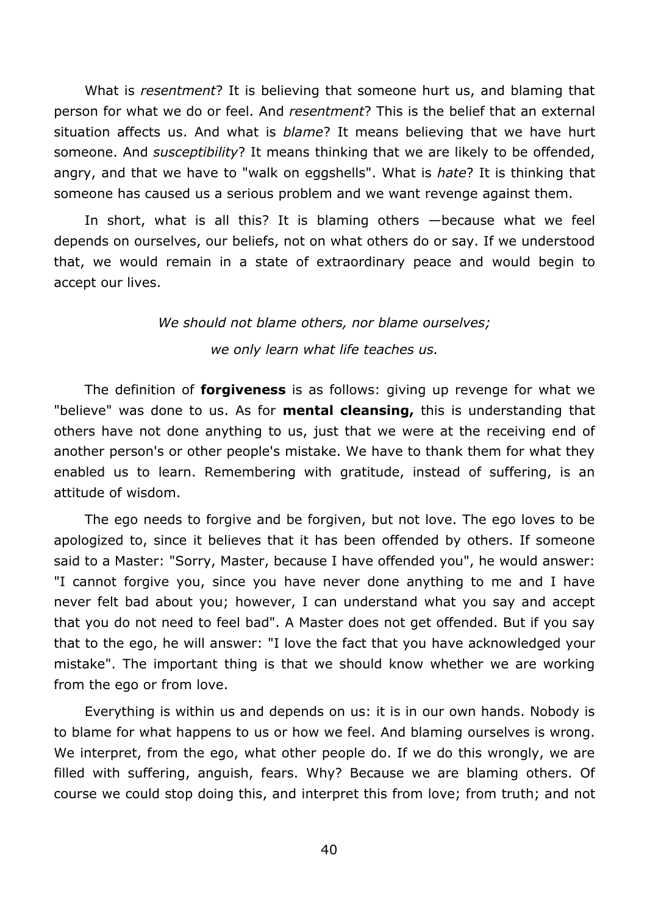What is *resentment*? It is believing that someone hurt us, and blaming that person for what we do or feel. And *resentment*? This is the belief that an external situation affects us. And what is *blame*? It means believing that we have hurt someone. And *susceptibility*? It means thinking that we are likely to be offended, angry, and that we have to "walk on eggshells". What is *hate*? It is thinking that someone has caused us a serious problem and we want revenge against them.

In short, what is all this? It is blaming others —because what we feel depends on ourselves, our beliefs, not on what others do or say. If we understood that, we would remain in a state of extraordinary peace and would begin to accept our lives.

*We should not blame others, nor blame ourselves;*

*we only learn what life teaches us.*

The definition of **forgiveness** is as follows: giving up revenge for what we "believe" was done to us. As for **mental cleansing,** this is understanding that others have not done anything to us, just that we were at the receiving end of another person's or other people's mistake. We have to thank them for what they enabled us to learn. Remembering with gratitude, instead of suffering, is an attitude of wisdom.

The ego needs to forgive and be forgiven, but not love. The ego loves to be apologized to, since it believes that it has been offended by others. If someone said to a Master: "Sorry, Master, because I have offended you", he would answer: "I cannot forgive you, since you have never done anything to me and I have never felt bad about you; however, I can understand what you say and accept that you do not need to feel bad". A Master does not get offended. But if you say that to the ego, he will answer: "I love the fact that you have acknowledged your mistake". The important thing is that we should know whether we are working from the ego or from love.

Everything is within us and depends on us: it is in our own hands. Nobody is to blame for what happens to us or how we feel. And blaming ourselves is wrong. We interpret, from the ego, what other people do. If we do this wrongly, we are filled with suffering, anguish, fears. Why? Because we are blaming others. Of course we could stop doing this, and interpret this from love; from truth; and not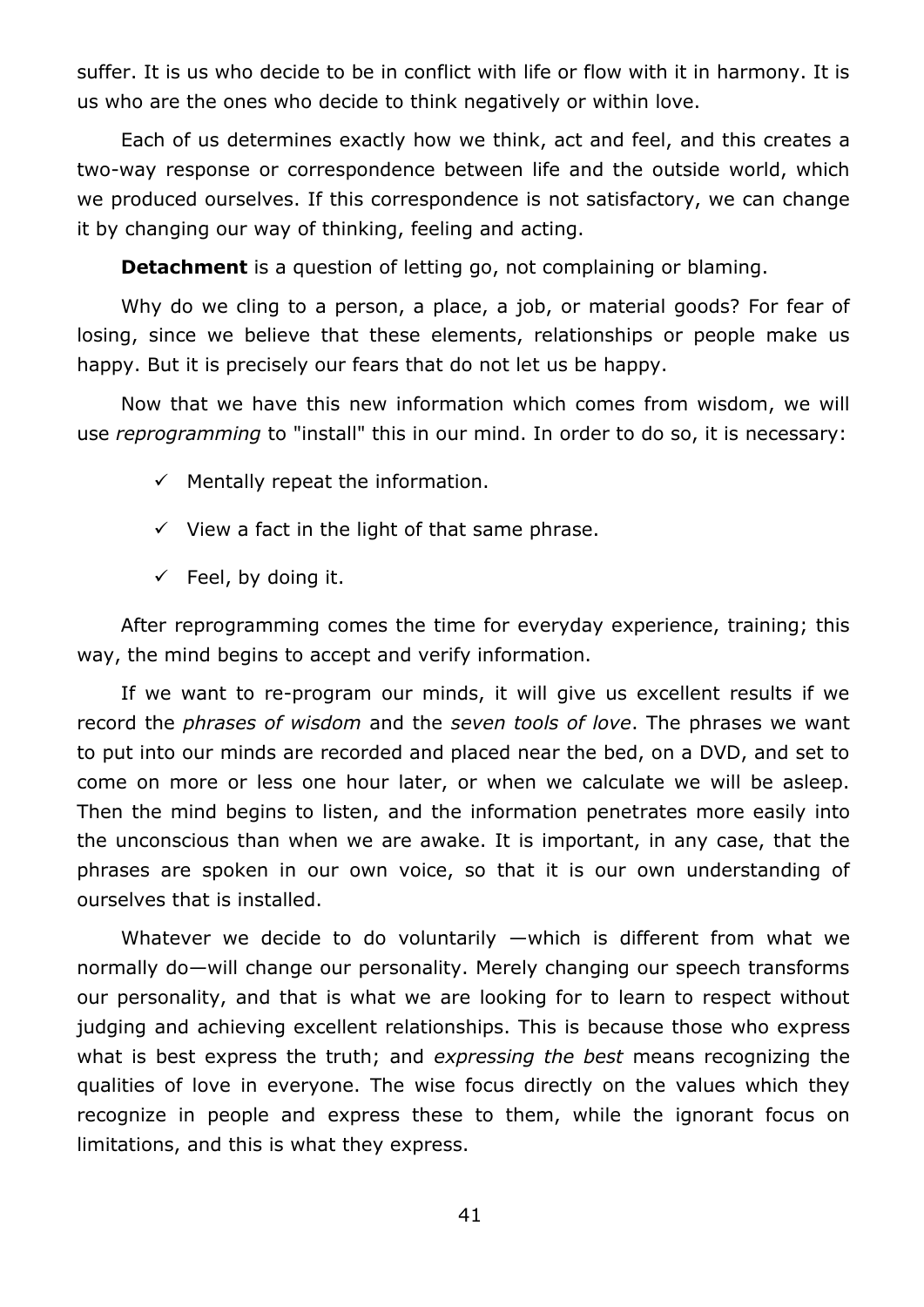suffer. It is us who decide to be in conflict with life or flow with it in harmony. It is us who are the ones who decide to think negatively or within love.

Each of us determines exactly how we think, act and feel, and this creates a two-way response or correspondence between life and the outside world, which we produced ourselves. If this correspondence is not satisfactory, we can change it by changing our way of thinking, feeling and acting.

**Detachment** is a question of letting go, not complaining or blaming.

Why do we cling to a person, a place, a job, or material goods? For fear of losing, since we believe that these elements, relationships or people make us happy. But it is precisely our fears that do not let us be happy.

Now that we have this new information which comes from wisdom, we will use *reprogramming* to "install" this in our mind. In order to do so, it is necessary:

- ✓ Mentally repeat the information.
- ✓ View a fact in the light of that same phrase.
- ✓ Feel, by doing it.

After reprogramming comes the time for everyday experience, training; this way, the mind begins to accept and verify information.

If we want to re-program our minds, it will give us excellent results if we record the *phrases of wisdom* and the *seven tools of love*. The phrases we want to put into our minds are recorded and placed near the bed, on a DVD, and set to come on more or less one hour later, or when we calculate we will be asleep. Then the mind begins to listen, and the information penetrates more easily into the unconscious than when we are awake. It is important, in any case, that the phrases are spoken in our own voice, so that it is our own understanding of ourselves that is installed.

Whatever we decide to do voluntarily —which is different from what we normally do—will change our personality. Merely changing our speech transforms our personality, and that is what we are looking for to learn to respect without judging and achieving excellent relationships. This is because those who express what is best express the truth; and *expressing the best* means recognizing the qualities of love in everyone. The wise focus directly on the values which they recognize in people and express these to them, while the ignorant focus on limitations, and this is what they express.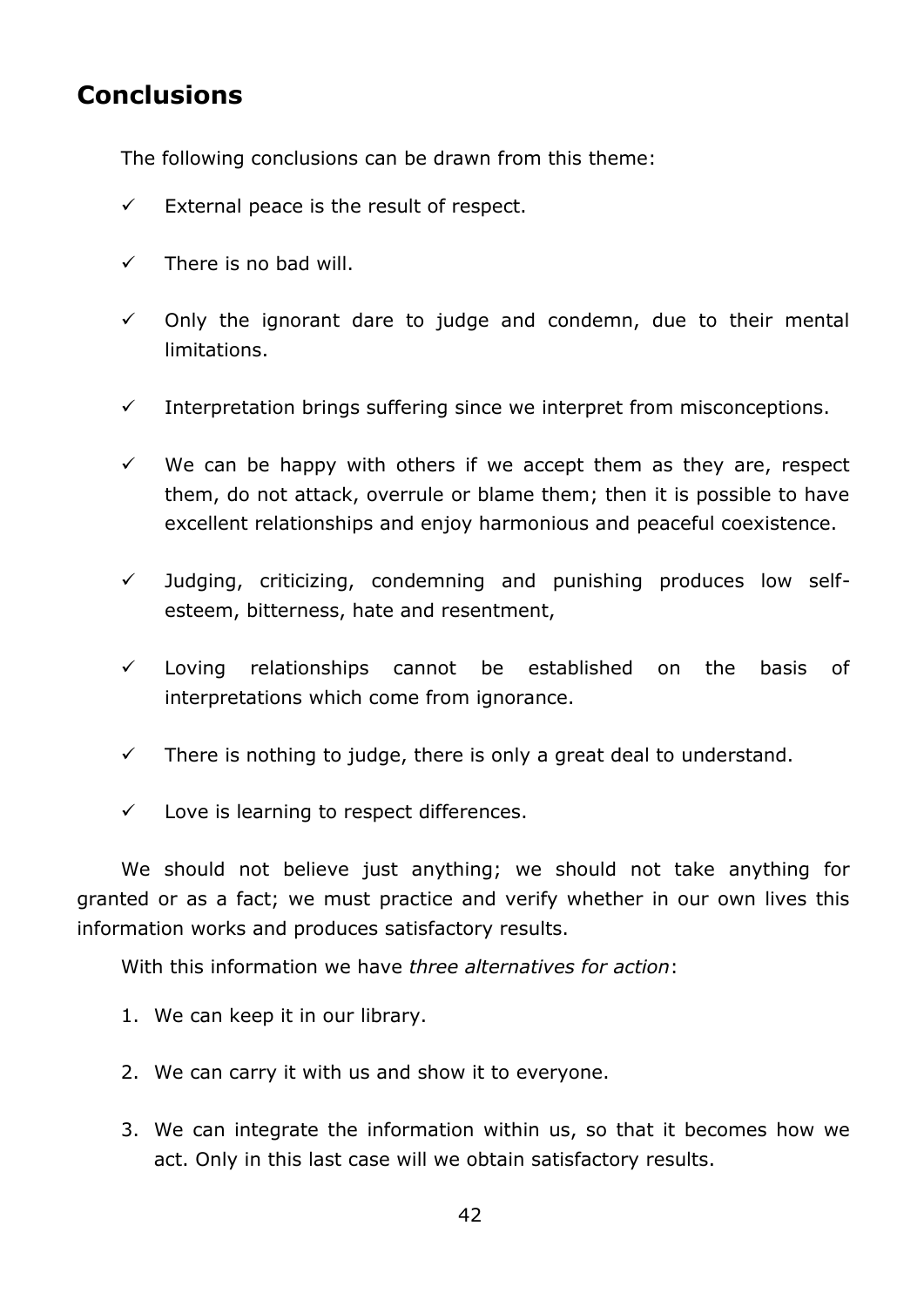## Conclusions

The following conclusions can be drawn from this theme:

- ✓ External peace is the result of respect.
- ✓ There is no bad will.
- ✓ Only the ignorant dare to judge and condemn, due to their mental limitations.
- ✓ Interpretation brings suffering since we interpret from misconceptions.
- ✓ We can be happy with others if we accept them as they are, respect them, do not attack, overrule or blame them; then it is possible to have excellent relationships and enjoy harmonious and peaceful coexistence.
- ✓ Judging, criticizing, condemning and punishing produces low self-esteem, bitterness, hate and resentment,
- ✓ Loving relationships cannot be established on the basis of interpretations which come from ignorance.
- ✓ There is nothing to judge, there is only a great deal to understand.
- ✓ Love is learning to respect differences.

We should not believe just anything; we should not take anything for granted or as a fact; we must practice and verify whether in our own lives this information works and produces satisfactory results.

With this information we have *three alternatives for action*:

1. We can keep it in our library.
2. We can carry it with us and show it to everyone.
3. We can integrate the information within us, so that it becomes how we act. Only in this last case will we obtain satisfactory results.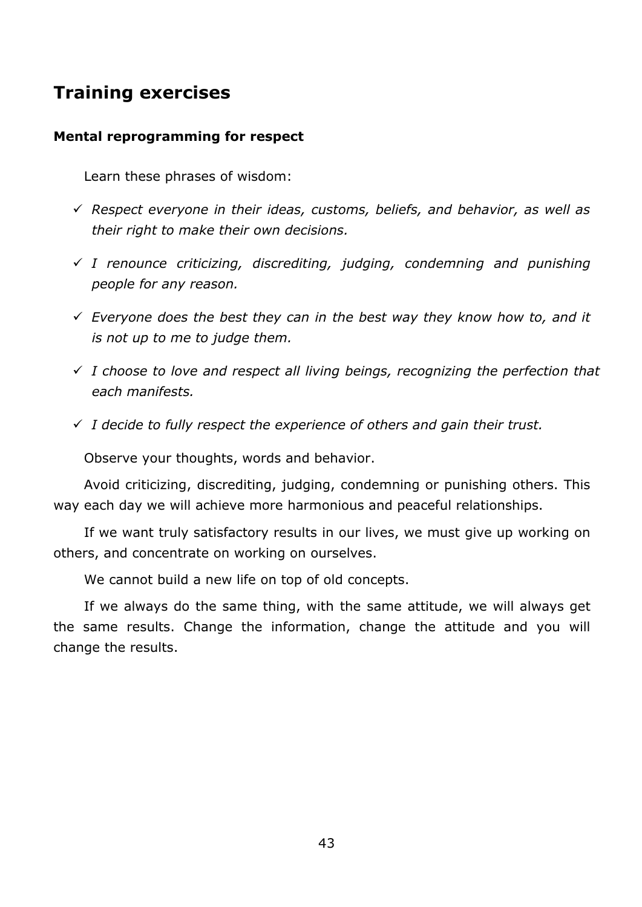## Training exercises

### Mental reprogramming for respect

Learn these phrases of wisdom:

- ✓ *Respect everyone in their ideas, customs, beliefs, and behavior, as well as their right to make their own decisions.*
- ✓ *I renounce criticizing, discrediting, judging, condemning and punishing people for any reason.*
- ✓ *Everyone does the best they can in the best way they know how to, and it is not up to me to judge them.*
- ✓ *I choose to love and respect all living beings, recognizing the perfection that each manifests.*
- ✓ *I decide to fully respect the experience of others and gain their trust.*

Observe your thoughts, words and behavior.

Avoid criticizing, discrediting, judging, condemning or punishing others. This way each day we will achieve more harmonious and peaceful relationships.

If we want truly satisfactory results in our lives, we must give up working on others, and concentrate on working on ourselves.

We cannot build a new life on top of old concepts.

If we always do the same thing, with the same attitude, we will always get the same results. Change the information, change the attitude and you will change the results.